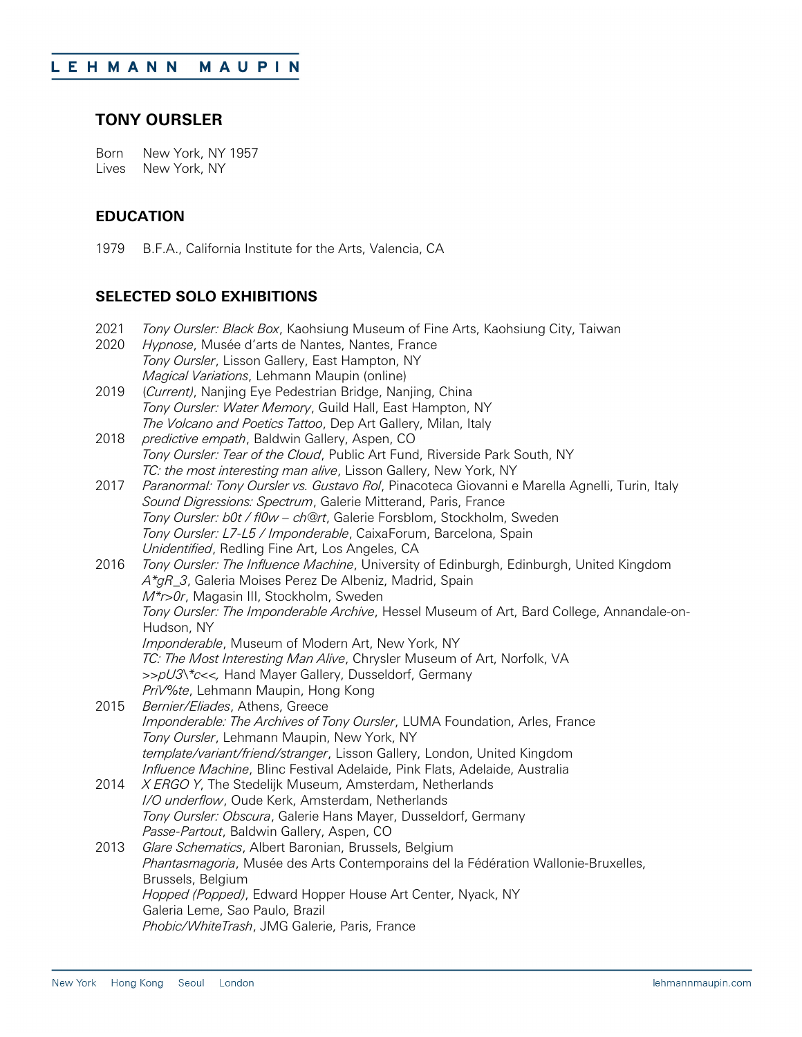# TONY OURSLER

Born New York, NY 1957
Lives New York, NY

## EDUCATION

1979 B.F.A., California Institute for the Arts, Valencia, CA

## SELECTED SOLO EXHIBITIONS

2021 *Tony Oursler: Black Box*, Kaohsiung Museum of Fine Arts, Kaohsiung City, Taiwan

2020 *Hypnose*, Musée d'arts de Nantes, Nantes, France
*Tony Oursler*, Lisson Gallery, East Hampton, NY
*Magical Variations*, Lehmann Maupin (online)

2019 (*Current)*, Nanjing Eye Pedestrian Bridge, Nanjing, China
*Tony Oursler: Water Memory*, Guild Hall, East Hampton, NY
*The Volcano and Poetics Tattoo*, Dep Art Gallery, Milan, Italy

2018 *predictive empath*, Baldwin Gallery, Aspen, CO
*Tony Oursler: Tear of the Cloud*, Public Art Fund, Riverside Park South, NY
*TC: the most interesting man alive*, Lisson Gallery, New York, NY

2017 *Paranormal: Tony Oursler vs. Gustavo Rol*, Pinacoteca Giovanni e Marella Agnelli, Turin, Italy
*Sound Digressions: Spectrum*, Galerie Mitterand, Paris, France
*Tony Oursler: b0t / fl0w – ch@rt*, Galerie Forsblom, Stockholm, Sweden
*Tony Oursler: L7-L5 / Imponderable*, CaixaForum, Barcelona, Spain
*Unidentified*, Redling Fine Art, Los Angeles, CA

2016 *Tony Oursler: The Influence Machine*, University of Edinburgh, Edinburgh, United Kingdom
*A*gR_3*, Galeria Moises Perez De Albeniz, Madrid, Spain
*M*r>0r*, Magasin III, Stockholm, Sweden
*Tony Oursler: The Imponderable Archive*, Hessel Museum of Art, Bard College, Annandale-on-Hudson, NY
*Imponderable*, Museum of Modern Art, New York, NY
*TC: The Most Interesting Man Alive*, Chrysler Museum of Art, Norfolk, VA
*>>pU3\*c<<,* Hand Mayer Gallery, Dusseldorf, Germany
*PriV%te*, Lehmann Maupin, Hong Kong

2015 *Bernier/Eliades*, Athens, Greece
*Imponderable: The Archives of Tony Oursler*, LUMA Foundation, Arles, France
*Tony Oursler*, Lehmann Maupin, New York, NY
*template/variant/friend/stranger*, Lisson Gallery, London, United Kingdom
*Influence Machine*, Blinc Festival Adelaide, Pink Flats, Adelaide, Australia

2014 *X ERGO Y*, The Stedelijk Museum, Amsterdam, Netherlands
*I/O underflow*, Oude Kerk, Amsterdam, Netherlands
*Tony Oursler: Obscura*, Galerie Hans Mayer, Dusseldorf, Germany
*Passe-Partout*, Baldwin Gallery, Aspen, CO

2013 *Glare Schematics*, Albert Baronian, Brussels, Belgium
*Phantasmagoria*, Musée des Arts Contemporains del la Fédération Wallonie-Bruxelles, Brussels, Belgium
*Hopped (Popped)*, Edward Hopper House Art Center, Nyack, NY
Galeria Leme, Sao Paulo, Brazil
*Phobic/WhiteTrash*, JMG Galerie, Paris, France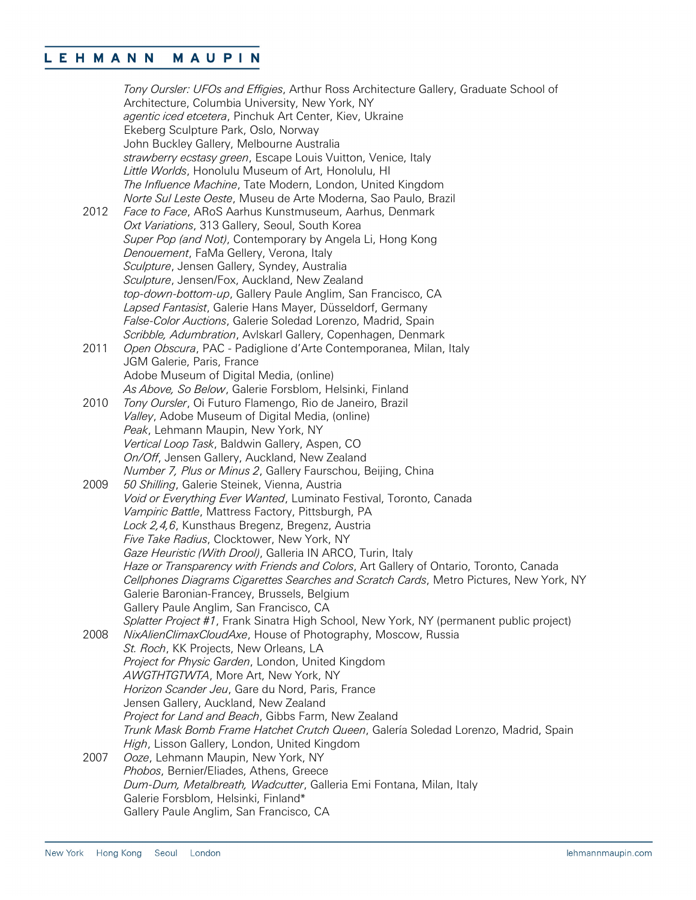*Tony Oursler: UFOs and Effigies*, Arthur Ross Architecture Gallery, Graduate School of Architecture, Columbia University, New York, NY
*agentic iced etcetera*, Pinchuk Art Center, Kiev, Ukraine
Ekeberg Sculpture Park, Oslo, Norway
John Buckley Gallery, Melbourne Australia
*strawberry ecstasy green*, Escape Louis Vuitton, Venice, Italy
*Little Worlds*, Honolulu Museum of Art, Honolulu, HI
*The Influence Machine*, Tate Modern, London, United Kingdom
*Norte Sul Leste Oeste*, Museu de Arte Moderna, Sao Paulo, Brazil

2012 *Face to Face*, ARoS Aarhus Kunstmuseum, Aarhus, Denmark
*Oxt Variations*, 313 Gallery, Seoul, South Korea
*Super Pop (and Not)*, Contemporary by Angela Li, Hong Kong
*Denouement*, FaMa Gellery, Verona, Italy
*Sculpture*, Jensen Gallery, Syndey, Australia
*Sculpture*, Jensen/Fox, Auckland, New Zealand
*top-down-bottom-up*, Gallery Paule Anglim, San Francisco, CA
*Lapsed Fantasist*, Galerie Hans Mayer, Düsseldorf, Germany
*False-Color Auctions*, Galerie Soledad Lorenzo, Madrid, Spain
*Scribble, Adumbration*, Avlskarl Gallery, Copenhagen, Denmark

2011 *Open Obscura*, PAC - Padiglione d'Arte Contemporanea, Milan, Italy
JGM Galerie, Paris, France
Adobe Museum of Digital Media, (online)
*As Above, So Below*, Galerie Forsblom, Helsinki, Finland

2010 *Tony Oursler*, Oi Futuro Flamengo, Rio de Janeiro, Brazil
*Valley*, Adobe Museum of Digital Media, (online)
*Peak*, Lehmann Maupin, New York, NY
*Vertical Loop Task*, Baldwin Gallery, Aspen, CO
*On/Off*, Jensen Gallery, Auckland, New Zealand
*Number 7, Plus or Minus 2*, Gallery Faurschou, Beijing, China

2009 *50 Shilling*, Galerie Steinek, Vienna, Austria
*Void or Everything Ever Wanted*, Luminato Festival, Toronto, Canada
*Vampiric Battle*, Mattress Factory, Pittsburgh, PA
*Lock 2,4,6*, Kunsthaus Bregenz, Bregenz, Austria
*Five Take Radius*, Clocktower, New York, NY
*Gaze Heuristic (With Drool)*, Galleria IN ARCO, Turin, Italy
*Haze or Transparency with Friends and Colors*, Art Gallery of Ontario, Toronto, Canada
*Cellphones Diagrams Cigarettes Searches and Scratch Cards*, Metro Pictures, New York, NY
Galerie Baronian-Francey, Brussels, Belgium
Gallery Paule Anglim, San Francisco, CA
*Splatter Project #1*, Frank Sinatra High School, New York, NY (permanent public project)

2008 *NixAlienClimaxCloudAxe*, House of Photography, Moscow, Russia
*St. Roch*, KK Projects, New Orleans, LA
*Project for Physic Garden*, London, United Kingdom
*AWGTHTGTWTA*, More Art, New York, NY
*Horizon Scander Jeu*, Gare du Nord, Paris, France
Jensen Gallery, Auckland, New Zealand
*Project for Land and Beach*, Gibbs Farm, New Zealand
*Trunk Mask Bomb Frame Hatchet Crutch Queen*, Galería Soledad Lorenzo, Madrid, Spain
*High*, Lisson Gallery, London, United Kingdom

2007 *Ooze*, Lehmann Maupin, New York, NY
*Phobos*, Bernier/Eliades, Athens, Greece
*Dum-Dum, Metalbreath, Wadcutter*, Galleria Emi Fontana, Milan, Italy
Galerie Forsblom, Helsinki, Finland*
Gallery Paule Anglim, San Francisco, CA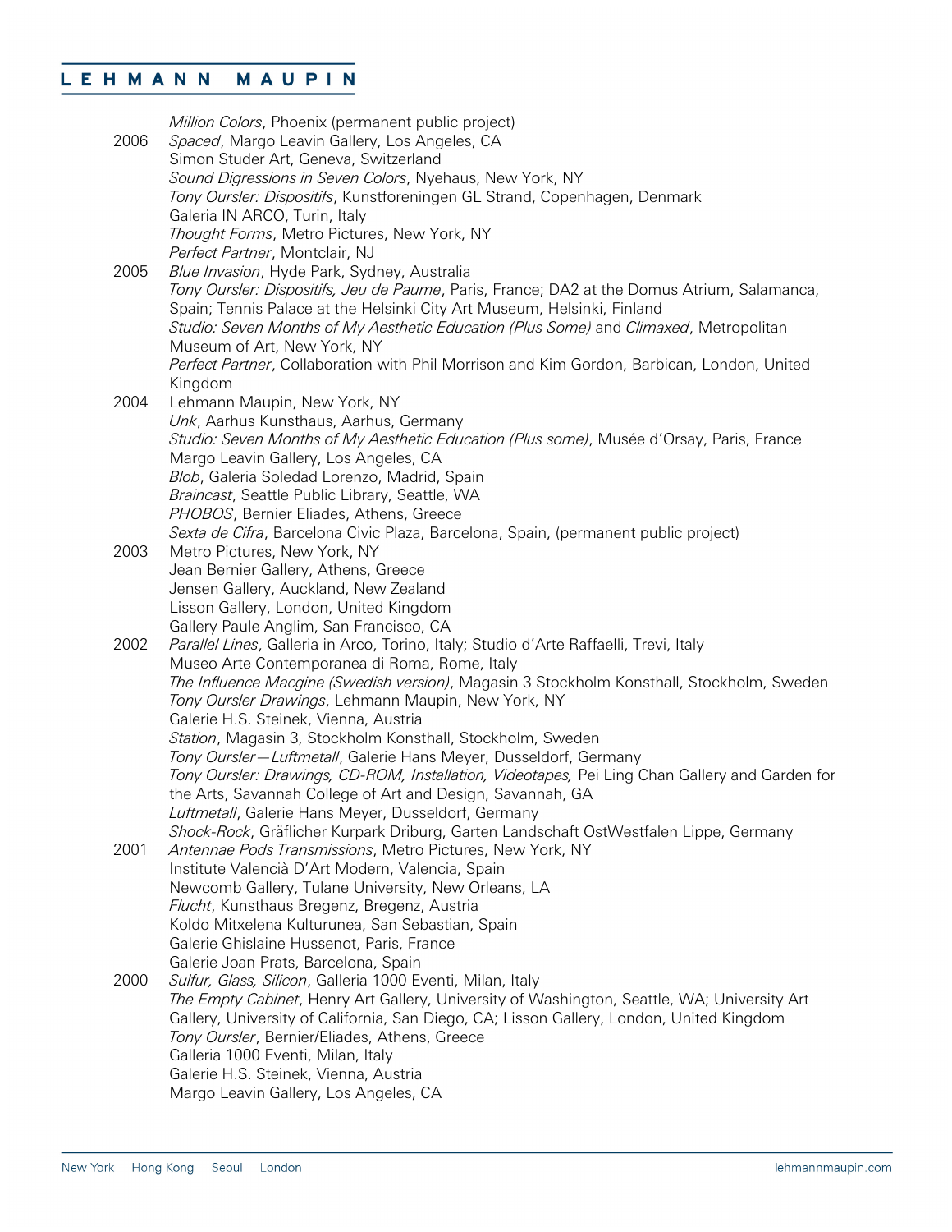*Million Colors*, Phoenix (permanent public project)

2006 *Spaced*, Margo Leavin Gallery, Los Angeles, CA
Simon Studer Art, Geneva, Switzerland
*Sound Digressions in Seven Colors*, Nyehaus, New York, NY
*Tony Oursler: Dispositifs*, Kunstforeningen GL Strand, Copenhagen, Denmark
Galeria IN ARCO, Turin, Italy
*Thought Forms*, Metro Pictures, New York, NY
*Perfect Partner*, Montclair, NJ

2005 *Blue Invasion*, Hyde Park, Sydney, Australia
*Tony Oursler: Dispositifs, Jeu de Paume*, Paris, France; DA2 at the Domus Atrium, Salamanca, Spain; Tennis Palace at the Helsinki City Art Museum, Helsinki, Finland
*Studio: Seven Months of My Aesthetic Education (Plus Some)* and *Climaxed*, Metropolitan Museum of Art, New York, NY
*Perfect Partner*, Collaboration with Phil Morrison and Kim Gordon, Barbican, London, United Kingdom

2004 Lehmann Maupin, New York, NY
*Unk*, Aarhus Kunsthaus, Aarhus, Germany
*Studio: Seven Months of My Aesthetic Education (Plus some)*, Musée d'Orsay, Paris, France
Margo Leavin Gallery, Los Angeles, CA
*Blob*, Galeria Soledad Lorenzo, Madrid, Spain
*Braincast*, Seattle Public Library, Seattle, WA
*PHOBOS*, Bernier Eliades, Athens, Greece
*Sexta de Cifra*, Barcelona Civic Plaza, Barcelona, Spain, (permanent public project)

2003 Metro Pictures, New York, NY
Jean Bernier Gallery, Athens, Greece
Jensen Gallery, Auckland, New Zealand
Lisson Gallery, London, United Kingdom
Gallery Paule Anglim, San Francisco, CA

2002 *Parallel Lines*, Galleria in Arco, Torino, Italy; Studio d'Arte Raffaelli, Trevi, Italy
Museo Arte Contemporanea di Roma, Rome, Italy
*The Influence Macgine (Swedish version)*, Magasin 3 Stockholm Konsthall, Stockholm, Sweden
*Tony Oursler Drawings*, Lehmann Maupin, New York, NY
Galerie H.S. Steinek, Vienna, Austria
*Station*, Magasin 3, Stockholm Konsthall, Stockholm, Sweden
*Tony Oursler—Luftmetall*, Galerie Hans Meyer, Dusseldorf, Germany
*Tony Oursler: Drawings, CD-ROM, Installation, Videotapes,* Pei Ling Chan Gallery and Garden for the Arts, Savannah College of Art and Design, Savannah, GA
*Luftmetall*, Galerie Hans Meyer, Dusseldorf, Germany
*Shock-Rock*, Gräflicher Kurpark Driburg, Garten Landschaft OstWestfalen Lippe, Germany

2001 *Antennae Pods Transmissions*, Metro Pictures, New York, NY
Institute Valencià D'Art Modern, Valencia, Spain
Newcomb Gallery, Tulane University, New Orleans, LA
*Flucht*, Kunsthaus Bregenz, Bregenz, Austria
Koldo Mitxelena Kulturunea, San Sebastian, Spain
Galerie Ghislaine Hussenot, Paris, France
Galerie Joan Prats, Barcelona, Spain

2000 *Sulfur, Glass, Silicon*, Galleria 1000 Eventi, Milan, Italy
*The Empty Cabinet*, Henry Art Gallery, University of Washington, Seattle, WA; University Art Gallery, University of California, San Diego, CA; Lisson Gallery, London, United Kingdom
*Tony Oursler*, Bernier/Eliades, Athens, Greece
Galleria 1000 Eventi, Milan, Italy
Galerie H.S. Steinek, Vienna, Austria
Margo Leavin Gallery, Los Angeles, CA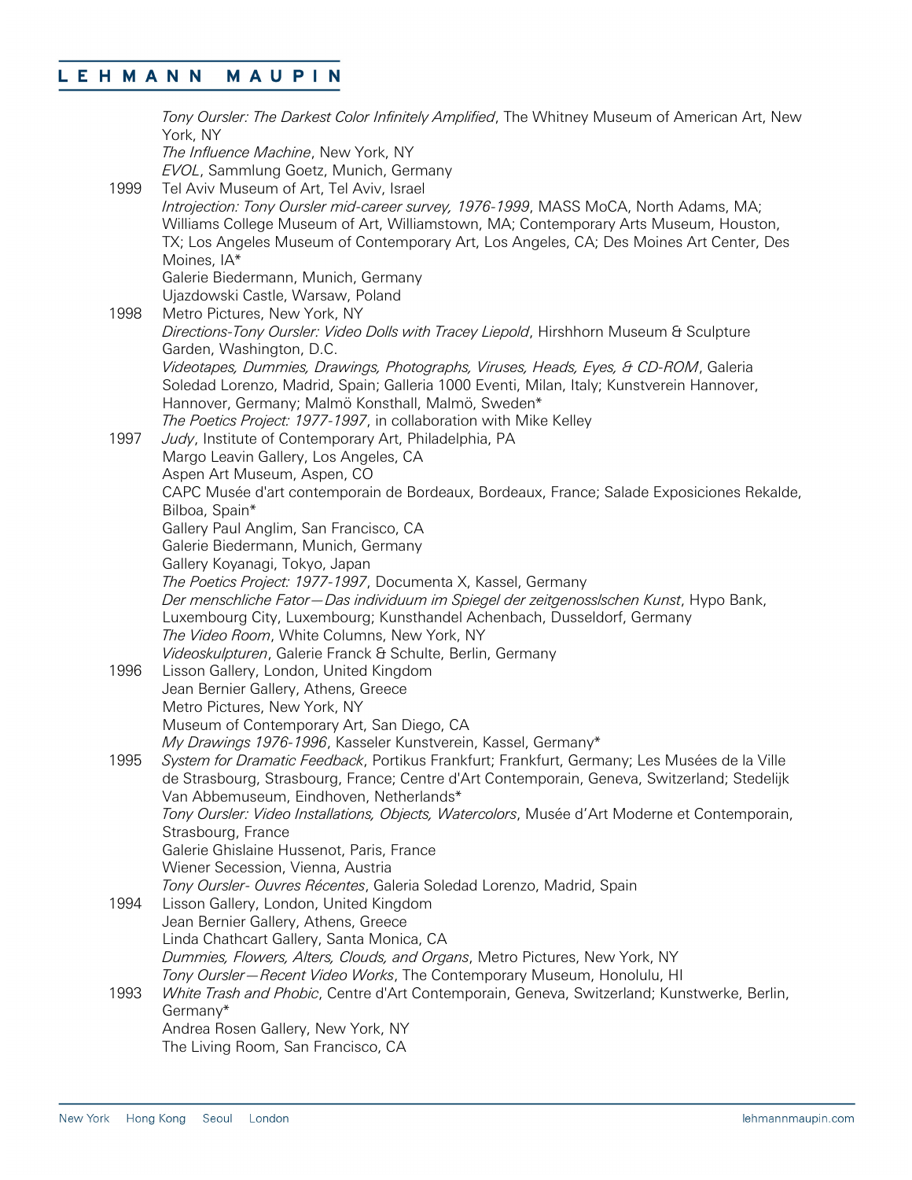*Tony Oursler: The Darkest Color Infinitely Amplified*, The Whitney Museum of American Art, New York, NY
*The Influence Machine*, New York, NY
*EVOL*, Sammlung Goetz, Munich, Germany

1999 Tel Aviv Museum of Art, Tel Aviv, Israel
*Introjection: Tony Oursler mid-career survey, 1976-1999*, MASS MoCA, North Adams, MA; Williams College Museum of Art, Williamstown, MA; Contemporary Arts Museum, Houston, TX; Los Angeles Museum of Contemporary Art, Los Angeles, CA; Des Moines Art Center, Des Moines, IA*
Galerie Biedermann, Munich, Germany
Ujazdowski Castle, Warsaw, Poland

1998 Metro Pictures, New York, NY
*Directions-Tony Oursler: Video Dolls with Tracey Liepold*, Hirshhorn Museum & Sculpture Garden, Washington, D.C.
*Videotapes, Dummies, Drawings, Photographs, Viruses, Heads, Eyes, & CD-ROM*, Galeria Soledad Lorenzo, Madrid, Spain; Galleria 1000 Eventi, Milan, Italy; Kunstverein Hannover, Hannover, Germany; Malmö Konsthall, Malmö, Sweden*
*The Poetics Project: 1977-1997*, in collaboration with Mike Kelley

1997 *Judy*, Institute of Contemporary Art, Philadelphia, PA
Margo Leavin Gallery, Los Angeles, CA
Aspen Art Museum, Aspen, CO
CAPC Musée d'art contemporain de Bordeaux, Bordeaux, France; Salade Exposiciones Rekalde, Bilboa, Spain*
Gallery Paul Anglim, San Francisco, CA
Galerie Biedermann, Munich, Germany
Gallery Koyanagi, Tokyo, Japan
*The Poetics Project: 1977-1997*, Documenta X, Kassel, Germany
*Der menschliche Fator—Das individuum im Spiegel der zeitgenosslschen Kunst*, Hypo Bank, Luxembourg City, Luxembourg; Kunsthandel Achenbach, Dusseldorf, Germany
*The Video Room*, White Columns, New York, NY
*Videoskulpturen*, Galerie Franck & Schulte, Berlin, Germany

1996 Lisson Gallery, London, United Kingdom
Jean Bernier Gallery, Athens, Greece
Metro Pictures, New York, NY
Museum of Contemporary Art, San Diego, CA
*My Drawings 1976-1996*, Kasseler Kunstverein, Kassel, Germany*

1995 *System for Dramatic Feedback*, Portikus Frankfurt; Frankfurt, Germany; Les Musées de la Ville de Strasbourg, Strasbourg, France; Centre d'Art Contemporain, Geneva, Switzerland; Stedelijk Van Abbemuseum, Eindhoven, Netherlands*
*Tony Oursler: Video Installations, Objects, Watercolors*, Musée d'Art Moderne et Contemporain, Strasbourg, France
Galerie Ghislaine Hussenot, Paris, France
Wiener Secession, Vienna, Austria
*Tony Oursler- Ouvres Récentes*, Galeria Soledad Lorenzo, Madrid, Spain

1994 Lisson Gallery, London, United Kingdom
Jean Bernier Gallery, Athens, Greece
Linda Chathcart Gallery, Santa Monica, CA
*Dummies, Flowers, Alters, Clouds, and Organs*, Metro Pictures, New York, NY
*Tony Oursler—Recent Video Works*, The Contemporary Museum, Honolulu, HI

1993 *White Trash and Phobic*, Centre d'Art Contemporain, Geneva, Switzerland; Kunstwerke, Berlin, Germany*
Andrea Rosen Gallery, New York, NY
The Living Room, San Francisco, CA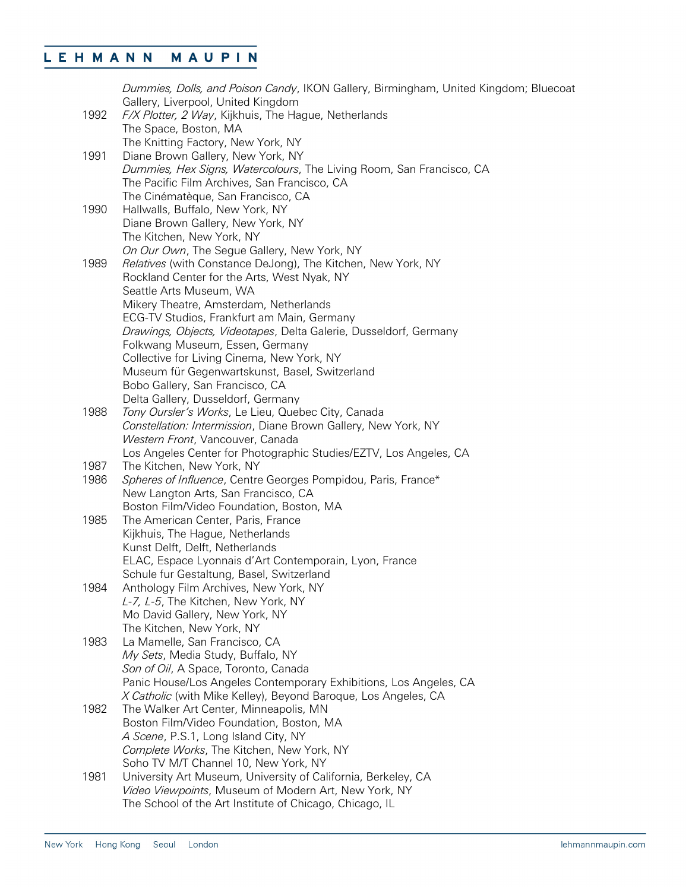*Dummies, Dolls, and Poison Candy*, IKON Gallery, Birmingham, United Kingdom; Bluecoat Gallery, Liverpool, United Kingdom

1992 *F/X Plotter, 2 Way*, Kijkhuis, The Hague, Netherlands
The Space, Boston, MA
The Knitting Factory, New York, NY

1991 Diane Brown Gallery, New York, NY
*Dummies, Hex Signs, Watercolours*, The Living Room, San Francisco, CA
The Pacific Film Archives, San Francisco, CA
The Cinémateque, San Francisco, CA

1990 Hallwalls, Buffalo, New York, NY
Diane Brown Gallery, New York, NY
The Kitchen, New York, NY
*On Our Own*, The Segue Gallery, New York, NY

1989 *Relatives* (with Constance DeJong), The Kitchen, New York, NY
Rockland Center for the Arts, West Nyak, NY
Seattle Arts Museum, WA
Mikery Theatre, Amsterdam, Netherlands
ECG-TV Studios, Frankfurt am Main, Germany
*Drawings, Objects, Videotapes*, Delta Galerie, Dusseldorf, Germany
Folkwang Museum, Essen, Germany
Collective for Living Cinema, New York, NY
Museum für Gegenwartskunst, Basel, Switzerland
Bobo Gallery, San Francisco, CA
Delta Gallery, Dusseldorf, Germany

1988 *Tony Oursler's Works*, Le Lieu, Quebec City, Canada
*Constellation: Intermission*, Diane Brown Gallery, New York, NY
*Western Front*, Vancouver, Canada
Los Angeles Center for Photographic Studies/EZTV, Los Angeles, CA

1987 The Kitchen, New York, NY

1986 *Spheres of Influence*, Centre Georges Pompidou, Paris, France*
New Langton Arts, San Francisco, CA
Boston Film/Video Foundation, Boston, MA

1985 The American Center, Paris, France
Kijkhuis, The Hague, Netherlands
Kunst Delft, Delft, Netherlands
ELAC, Espace Lyonnais d'Art Contemporain, Lyon, France
Schule fur Gestaltung, Basel, Switzerland

1984 Anthology Film Archives, New York, NY
*L-7, L-5*, The Kitchen, New York, NY
Mo David Gallery, New York, NY
The Kitchen, New York, NY

1983 La Mamelle, San Francisco, CA
*My Sets*, Media Study, Buffalo, NY
*Son of Oil*, A Space, Toronto, Canada
Panic House/Los Angeles Contemporary Exhibitions, Los Angeles, CA
*X Catholic* (with Mike Kelley), Beyond Baroque, Los Angeles, CA

1982 The Walker Art Center, Minneapolis, MN
Boston Film/Video Foundation, Boston, MA
*A Scene*, P.S.1, Long Island City, NY
*Complete Works*, The Kitchen, New York, NY
Soho TV M/T Channel 10, New York, NY

1981 University Art Museum, University of California, Berkeley, CA
*Video Viewpoints*, Museum of Modern Art, New York, NY
The School of the Art Institute of Chicago, Chicago, IL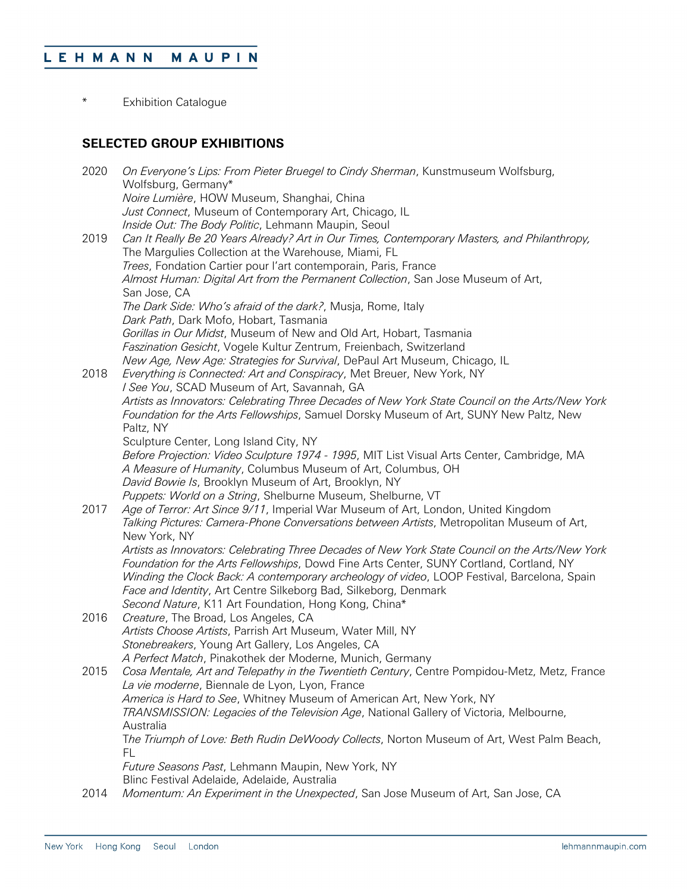\* Exhibition Catalogue

## SELECTED GROUP EXHIBITIONS

2020 *On Everyone's Lips: From Pieter Bruegel to Cindy Sherman*, Kunstmuseum Wolfsburg, Wolfsburg, Germany*
*Noire Lumière*, HOW Museum, Shanghai, China
*Just Connect*, Museum of Contemporary Art, Chicago, IL
*Inside Out: The Body Politic*, Lehmann Maupin, Seoul

2019 *Can It Really Be 20 Years Already? Art in Our Times, Contemporary Masters, and Philanthropy,* The Margulies Collection at the Warehouse, Miami, FL
*Trees*, Fondation Cartier pour l'art contemporain, Paris, France
*Almost Human: Digital Art from the Permanent Collection*, San Jose Museum of Art, San Jose, CA
*The Dark Side: Who's afraid of the dark?*, Musja, Rome, Italy
*Dark Path*, Dark Mofo, Hobart, Tasmania
*Gorillas in Our Midst*, Museum of New and Old Art, Hobart, Tasmania
*Faszination Gesicht*, Vogele Kultur Zentrum, Freienbach, Switzerland
*New Age, New Age: Strategies for Survival*, DePaul Art Museum, Chicago, IL

2018 *Everything is Connected: Art and Conspiracy*, Met Breuer, New York, NY
*I See You*, SCAD Museum of Art, Savannah, GA
*Artists as Innovators: Celebrating Three Decades of New York State Council on the Arts/New York Foundation for the Arts Fellowships*, Samuel Dorsky Museum of Art, SUNY New Paltz, New Paltz, NY
Sculpture Center, Long Island City, NY
*Before Projection: Video Sculpture 1974 - 1995*, MIT List Visual Arts Center, Cambridge, MA
*A Measure of Humanity*, Columbus Museum of Art, Columbus, OH
*David Bowie Is*, Brooklyn Museum of Art, Brooklyn, NY
*Puppets: World on a String*, Shelburne Museum, Shelburne, VT

2017 *Age of Terror: Art Since 9/11*, Imperial War Museum of Art, London, United Kingdom
*Talking Pictures: Camera-Phone Conversations between Artists*, Metropolitan Museum of Art, New York, NY
*Artists as Innovators: Celebrating Three Decades of New York State Council on the Arts/New York Foundation for the Arts Fellowships*, Dowd Fine Arts Center, SUNY Cortland, Cortland, NY
*Winding the Clock Back: A contemporary archeology of video*, LOOP Festival, Barcelona, Spain
*Face and Identity*, Art Centre Silkeborg Bad, Silkeborg, Denmark
*Second Nature*, K11 Art Foundation, Hong Kong, China*

2016 *Creature*, The Broad, Los Angeles, CA
*Artists Choose Artists*, Parrish Art Museum, Water Mill, NY
*Stonebreakers*, Young Art Gallery, Los Angeles, CA
*A Perfect Match*, Pinakothek der Moderne, Munich, Germany

2015 *Cosa Mentale, Art and Telepathy in the Twentieth Century*, Centre Pompidou-Metz, Metz, France
*La vie moderne*, Biennale de Lyon, Lyon, France
*America is Hard to See*, Whitney Museum of American Art, New York, NY
*TRANSMISSION: Legacies of the Television Age*, National Gallery of Victoria, Melbourne, Australia
*The Triumph of Love: Beth Rudin DeWoody Collects*, Norton Museum of Art, West Palm Beach, FL
*Future Seasons Past*, Lehmann Maupin, New York, NY
Blinc Festival Adelaide, Adelaide, Australia

2014 *Momentum: An Experiment in the Unexpected*, San Jose Museum of Art, San Jose, CA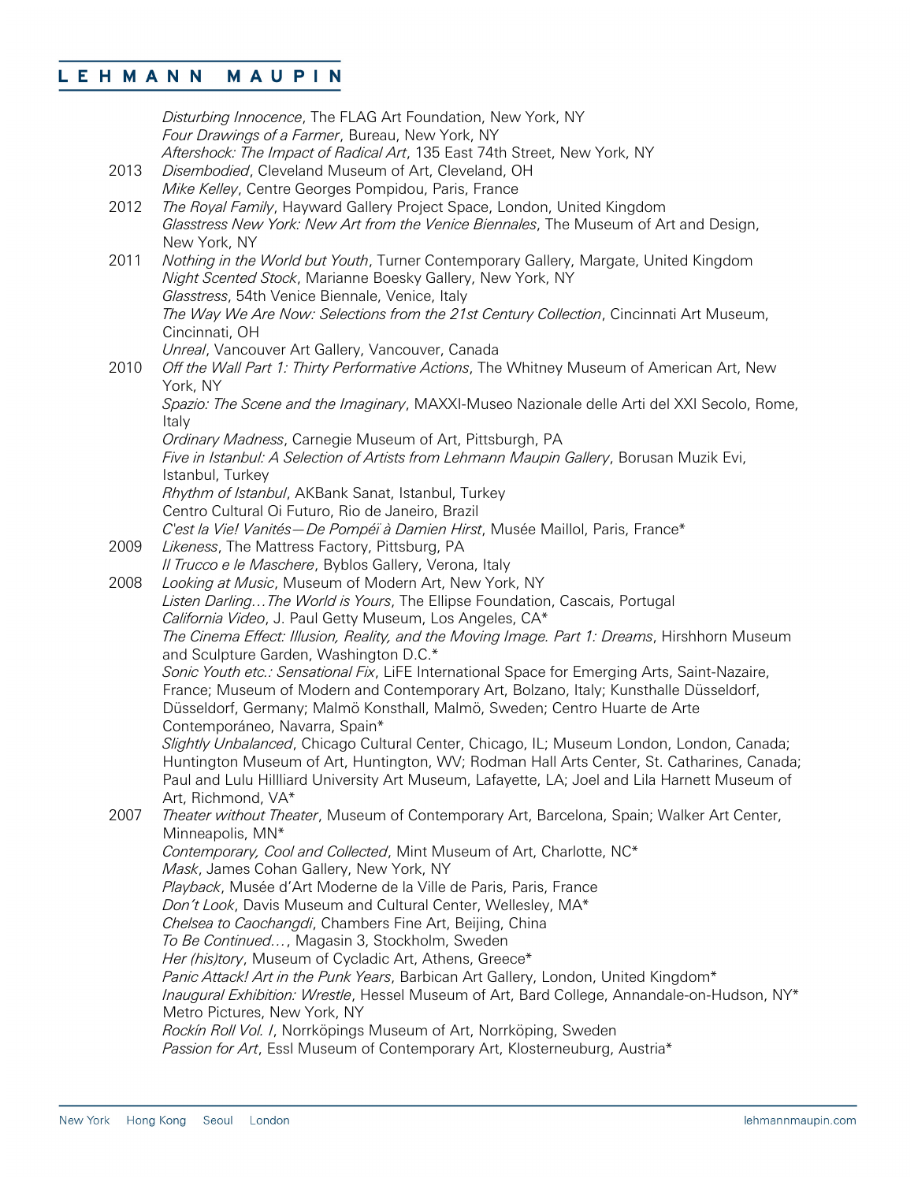*Disturbing Innocence*, The FLAG Art Foundation, New York, NY
*Four Drawings of a Farmer*, Bureau, New York, NY
*Aftershock: The Impact of Radical Art*, 135 East 74th Street, New York, NY

2013 *Disembodied*, Cleveland Museum of Art, Cleveland, OH
*Mike Kelley*, Centre Georges Pompidou, Paris, France

2012 *The Royal Family*, Hayward Gallery Project Space, London, United Kingdom
*Glasstress New York: New Art from the Venice Biennales*, The Museum of Art and Design, New York, NY

2011 *Nothing in the World but Youth*, Turner Contemporary Gallery, Margate, United Kingdom
*Night Scented Stock*, Marianne Boesky Gallery, New York, NY
*Glasstress*, 54th Venice Biennale, Venice, Italy
*The Way We Are Now: Selections from the 21st Century Collection*, Cincinnati Art Museum, Cincinnati, OH
*Unreal*, Vancouver Art Gallery, Vancouver, Canada

2010 *Off the Wall Part 1: Thirty Performative Actions*, The Whitney Museum of American Art, New York, NY
*Spazio: The Scene and the Imaginary*, MAXXI-Museo Nazionale delle Arti del XXI Secolo, Rome, Italy
*Ordinary Madness*, Carnegie Museum of Art, Pittsburgh, PA
*Five in Istanbul: A Selection of Artists from Lehmann Maupin Gallery*, Borusan Muzik Evi, Istanbul, Turkey
*Rhythm of Istanbul*, AKBank Sanat, Istanbul, Turkey
Centro Cultural Oi Futuro, Rio de Janeiro, Brazil
*C'est la Vie! Vanités—De Pompéï à Damien Hirst*, Musée Maillol, Paris, France*

2009 *Likeness*, The Mattress Factory, Pittsburg, PA
*Il Trucco e le Maschere*, Byblos Gallery, Verona, Italy

2008 *Looking at Music*, Museum of Modern Art, New York, NY
*Listen Darling…The World is Yours*, The Ellipse Foundation, Cascais, Portugal
*California Video*, J. Paul Getty Museum, Los Angeles, CA*
*The Cinema Effect: Illusion, Reality, and the Moving Image. Part 1: Dreams*, Hirshhorn Museum and Sculpture Garden, Washington D.C.*
*Sonic Youth etc.: Sensational Fix*, LiFE International Space for Emerging Arts, Saint-Nazaire, France; Museum of Modern and Contemporary Art, Bolzano, Italy; Kunsthalle Düsseldorf, Düsseldorf, Germany; Malmö Konsthall, Malmö, Sweden; Centro Huarte de Arte Contemporáneo, Navarra, Spain*
*Slightly Unbalanced*, Chicago Cultural Center, Chicago, IL; Museum London, London, Canada; Huntington Museum of Art, Huntington, WV; Rodman Hall Arts Center, St. Catharines, Canada; Paul and Lulu Hillliard University Art Museum, Lafayette, LA; Joel and Lila Harnett Museum of Art, Richmond, VA*

2007 *Theater without Theater*, Museum of Contemporary Art, Barcelona, Spain; Walker Art Center, Minneapolis, MN*
*Contemporary, Cool and Collected*, Mint Museum of Art, Charlotte, NC*
*Mask*, James Cohan Gallery, New York, NY
*Playback*, Musée d'Art Moderne de la Ville de Paris, Paris, France
*Don't Look*, Davis Museum and Cultural Center, Wellesley, MA*
*Chelsea to Caochangdi*, Chambers Fine Art, Beijing, China
*To Be Continued…*, Magasin 3, Stockholm, Sweden
*Her (his)tory*, Museum of Cycladic Art, Athens, Greece*
*Panic Attack! Art in the Punk Years*, Barbican Art Gallery, London, United Kingdom*
*Inaugural Exhibition: Wrestle*, Hessel Museum of Art, Bard College, Annandale-on-Hudson, NY*
Metro Pictures, New York, NY
*Rockín Roll Vol. I*, Norrköpings Museum of Art, Norrköping, Sweden
*Passion for Art*, Essl Museum of Contemporary Art, Klosterneuburg, Austria*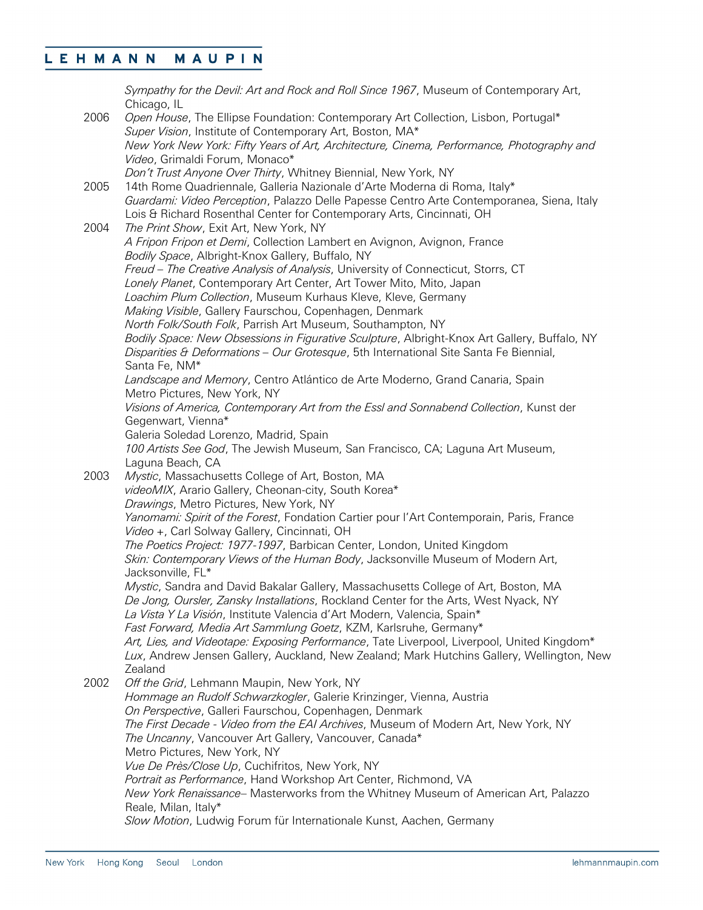*Sympathy for the Devil: Art and Rock and Roll Since 1967*, Museum of Contemporary Art, Chicago, IL

2006 *Open House*, The Ellipse Foundation: Contemporary Art Collection, Lisbon, Portugal*
*Super Vision*, Institute of Contemporary Art, Boston, MA*
*New York New York: Fifty Years of Art, Architecture, Cinema, Performance, Photography and Video*, Grimaldi Forum, Monaco*
*Don't Trust Anyone Over Thirty*, Whitney Biennial, New York, NY

2005 14th Rome Quadriennale, Galleria Nazionale d'Arte Moderna di Roma, Italy*
*Guardami: Video Perception*, Palazzo Delle Papesse Centro Arte Contemporanea, Siena, Italy
Lois & Richard Rosenthal Center for Contemporary Arts, Cincinnati, OH

2004 *The Print Show*, Exit Art, New York, NY
*A Fripon Fripon et Demi*, Collection Lambert en Avignon, Avignon, France
*Bodily Space*, Albright-Knox Gallery, Buffalo, NY
*Freud – The Creative Analysis of Analysis*, University of Connecticut, Storrs, CT
*Lonely Planet*, Contemporary Art Center, Art Tower Mito, Mito, Japan
*Loachim Plum Collection*, Museum Kurhaus Kleve, Kleve, Germany
*Making Visible*, Gallery Faurschou, Copenhagen, Denmark
*North Folk/South Folk*, Parrish Art Museum, Southampton, NY
*Bodily Space: New Obsessions in Figurative Sculpture*, Albright-Knox Art Gallery, Buffalo, NY
*Disparities & Deformations – Our Grotesque*, 5th International Site Santa Fe Biennial, Santa Fe, NM*
*Landscape and Memory*, Centro Atlántico de Arte Moderno, Grand Canaria, Spain
Metro Pictures, New York, NY
*Visions of America, Contemporary Art from the Essl and Sonnabend Collection*, Kunst der Gegenwart, Vienna*
Galeria Soledad Lorenzo, Madrid, Spain
*100 Artists See God*, The Jewish Museum, San Francisco, CA; Laguna Art Museum, Laguna Beach, CA

2003 *Mystic*, Massachusetts College of Art, Boston, MA
*videoMIX*, Arario Gallery, Cheonan-city, South Korea*
*Drawings*, Metro Pictures, New York, NY
*Yanomami: Spirit of the Forest*, Fondation Cartier pour l'Art Contemporain, Paris, France
*Video +*, Carl Solway Gallery, Cincinnati, OH
*The Poetics Project: 1977-1997*, Barbican Center, London, United Kingdom
*Skin: Contemporary Views of the Human Body*, Jacksonville Museum of Modern Art, Jacksonville, FL*
*Mystic*, Sandra and David Bakalar Gallery, Massachusetts College of Art, Boston, MA
*De Jong, Oursler, Zansky Installations*, Rockland Center for the Arts, West Nyack, NY
*La Vista Y La Visión*, Institute Valencia d'Art Modern, Valencia, Spain*
*Fast Forward, Media Art Sammlung Goetz*, KZM, Karlsruhe, Germany*
*Art, Lies, and Videotape: Exposing Performance*, Tate Liverpool, Liverpool, United Kingdom*
*Lux*, Andrew Jensen Gallery, Auckland, New Zealand; Mark Hutchins Gallery, Wellington, New Zealand

2002 *Off the Grid*, Lehmann Maupin, New York, NY
*Hommage an Rudolf Schwarzkogler*, Galerie Krinzinger, Vienna, Austria
*On Perspective*, Galleri Faurschou, Copenhagen, Denmark
*The First Decade - Video from the EAI Archives*, Museum of Modern Art, New York, NY
*The Uncanny*, Vancouver Art Gallery, Vancouver, Canada*
Metro Pictures, New York, NY
*Vue De Près/Close Up*, Cuchifritos, New York, NY
*Portrait as Performance*, Hand Workshop Art Center, Richmond, VA
*New York Renaissance*– Masterworks from the Whitney Museum of American Art, Palazzo Reale, Milan, Italy*
*Slow Motion*, Ludwig Forum für Internationale Kunst, Aachen, Germany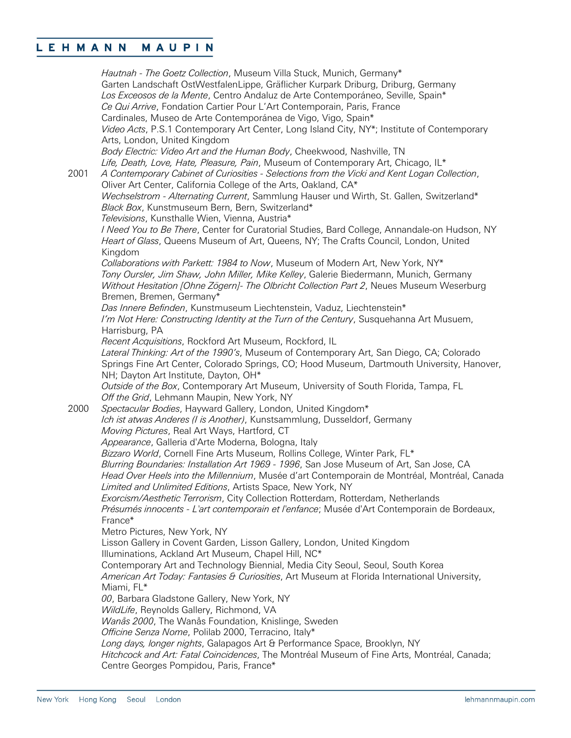*Hautnah - The Goetz Collection*, Museum Villa Stuck, Munich, Germany*
Garten Landschaft OstWestfalenLippe, Gräflicher Kurpark Driburg, Driburg, Germany
*Los Exceosos de la Mente*, Centro Andaluz de Arte Contemporáneo, Seville, Spain*
*Ce Qui Arrive*, Fondation Cartier Pour L'Art Contemporain, Paris, France
Cardinales, Museo de Arte Contemporánea de Vigo, Vigo, Spain*
*Video Acts*, P.S.1 Contemporary Art Center, Long Island City, NY*; Institute of Contemporary Arts, London, United Kingdom
*Body Electric: Video Art and the Human Body*, Cheekwood, Nashville, TN
*Life, Death, Love, Hate, Pleasure, Pain*, Museum of Contemporary Art, Chicago, IL*

2001 *A Contemporary Cabinet of Curiosities - Selections from the Vicki and Kent Logan Collection*, Oliver Art Center, California College of the Arts, Oakland, CA*
*Wechselstrom - Alternating Current*, Sammlung Hauser und Wirth, St. Gallen, Switzerland*
*Black Box*, Kunstmuseum Bern, Bern, Switzerland*
*Televisions*, Kunsthalle Wien, Vienna, Austria*
*I Need You to Be There*, Center for Curatorial Studies, Bard College, Annandale-on Hudson, NY
*Heart of Glass*, Queens Museum of Art, Queens, NY; The Crafts Council, London, United Kingdom
*Collaborations with Parkett: 1984 to Now*, Museum of Modern Art, New York, NY*
*Tony Oursler, Jim Shaw, John Miller, Mike Kelley*, Galerie Biedermann, Munich, Germany
*Without Hesitation [Ohne Zögern]- The Olbricht Collection Part 2*, Neues Museum Weserburg Bremen, Bremen, Germany*
*Das Innere Befinden*, Kunstmuseum Liechtenstein, Vaduz, Liechtenstein*
*I'm Not Here: Constructing Identity at the Turn of the Century*, Susquehanna Art Musuem, Harrisburg, PA
*Recent Acquisitions*, Rockford Art Museum, Rockford, IL
*Lateral Thinking: Art of the 1990's*, Museum of Contemporary Art, San Diego, CA; Colorado Springs Fine Art Center, Colorado Springs, CO; Hood Museum, Dartmouth University, Hanover, NH; Dayton Art Institute, Dayton, OH*
*Outside of the Box*, Contemporary Art Museum, University of South Florida, Tampa, FL
*Off the Grid*, Lehmann Maupin, New York, NY

2000 *Spectacular Bodies*, Hayward Gallery, London, United Kingdom*
*Ich ist atwas Anderes (I is Another)*, Kunstsammlung, Dusseldorf, Germany
*Moving Pictures*, Real Art Ways, Hartford, CT
*Appearance*, Galleria d'Arte Moderna, Bologna, Italy
*Bizzaro World*, Cornell Fine Arts Museum, Rollins College, Winter Park, FL*
*Blurring Boundaries: Installation Art 1969 - 1996*, San Jose Museum of Art, San Jose, CA
*Head Over Heels into the Millennium*, Musée d'art Contemporain de Montréal, Montréal, Canada
*Limited and Unlimited Editions*, Artists Space, New York, NY
*Exorcism/Aesthetic Terrorism*, City Collection Rotterdam, Rotterdam, Netherlands
*Présumés innocents - L'art contemporain et l'enfance*; Musée d'Art Contemporain de Bordeaux, France*
Metro Pictures, New York, NY
Lisson Gallery in Covent Garden, Lisson Gallery, London, United Kingdom
Illuminations, Ackland Art Museum, Chapel Hill, NC*
Contemporary Art and Technology Biennial, Media City Seoul, Seoul, South Korea
*American Art Today: Fantasies & Curiosities*, Art Museum at Florida International University, Miami, FL*
*00*, Barbara Gladstone Gallery, New York, NY
*WildLife*, Reynolds Gallery, Richmond, VA
*Wanås 2000*, The Wanås Foundation, Knislinge, Sweden
*Officine Senza Nome*, Polilab 2000, Terracino, Italy*
*Long days, longer nights*, Galapagos Art & Performance Space, Brooklyn, NY
*Hitchcock and Art: Fatal Coincidences*, The Montréal Museum of Fine Arts, Montréal, Canada; Centre Georges Pompidou, Paris, France*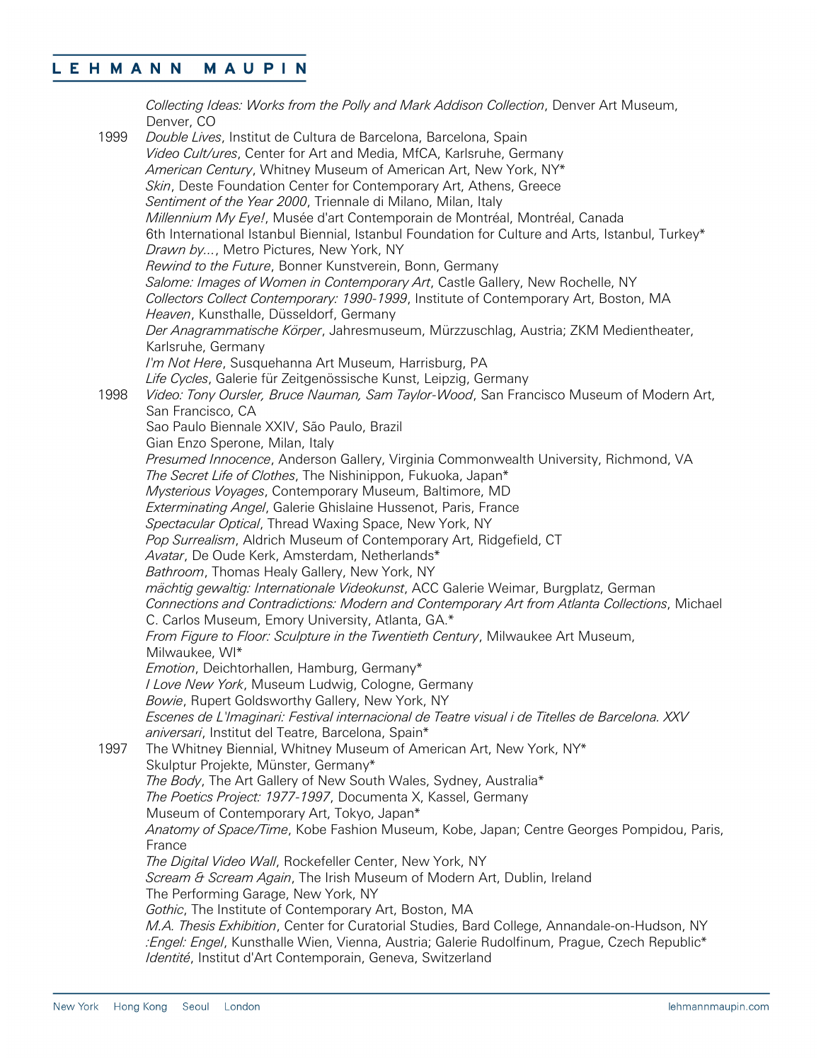*Collecting Ideas: Works from the Polly and Mark Addison Collection*, Denver Art Museum, Denver, CO

1999 *Double Lives*, Institut de Cultura de Barcelona, Barcelona, Spain
*Video Cult/ures*, Center for Art and Media, MfCA, Karlsruhe, Germany
*American Century*, Whitney Museum of American Art, New York, NY*
*Skin*, Deste Foundation Center for Contemporary Art, Athens, Greece
*Sentiment of the Year 2000*, Triennale di Milano, Milan, Italy
*Millennium My Eye!*, Musée d'art Contemporain de Montréal, Montréal, Canada
6th International Istanbul Biennial, Istanbul Foundation for Culture and Arts, Istanbul, Turkey*
*Drawn by...*, Metro Pictures, New York, NY
*Rewind to the Future*, Bonner Kunstverein, Bonn, Germany
*Salome: Images of Women in Contemporary Art*, Castle Gallery, New Rochelle, NY
*Collectors Collect Contemporary: 1990-1999*, Institute of Contemporary Art, Boston, MA
*Heaven*, Kunsthalle, Düsseldorf, Germany
*Der Anagrammatische Körper*, Jahresmuseum, Mürzzuschlag, Austria; ZKM Medientheater, Karlsruhe, Germany
*I'm Not Here*, Susquehanna Art Museum, Harrisburg, PA
*Life Cycles*, Galerie für Zeitgenössische Kunst, Leipzig, Germany

1998 *Video: Tony Oursler, Bruce Nauman, Sam Taylor-Wood*, San Francisco Museum of Modern Art, San Francisco, CA
Sao Paulo Biennale XXIV, São Paulo, Brazil
Gian Enzo Sperone, Milan, Italy
*Presumed Innocence*, Anderson Gallery, Virginia Commonwealth University, Richmond, VA
*The Secret Life of Clothes*, The Nishinippon, Fukuoka, Japan*
*Mysterious Voyages*, Contemporary Museum, Baltimore, MD
*Exterminating Angel*, Galerie Ghislaine Hussenot, Paris, France
*Spectacular Optical*, Thread Waxing Space, New York, NY
*Pop Surrealism*, Aldrich Museum of Contemporary Art, Ridgefield, CT
*Avatar*, De Oude Kerk, Amsterdam, Netherlands*
*Bathroom*, Thomas Healy Gallery, New York, NY
*mächtig gewaltig: Internationale Videokunst*, ACC Galerie Weimar, Burgplatz, German
*Connections and Contradictions: Modern and Contemporary Art from Atlanta Collections*, Michael C. Carlos Museum, Emory University, Atlanta, GA.*
*From Figure to Floor: Sculpture in the Twentieth Century*, Milwaukee Art Museum, Milwaukee, WI*
*Emotion*, Deichtorhallen, Hamburg, Germany*
*I Love New York*, Museum Ludwig, Cologne, Germany
*Bowie*, Rupert Goldsworthy Gallery, New York, NY
*Escenes de L'Imaginari: Festival internacional de Teatre visual i de Titelles de Barcelona. XXV aniversari*, Institut del Teatre, Barcelona, Spain*

1997 The Whitney Biennial, Whitney Museum of American Art, New York, NY*
Skulptur Projekte, Münster, Germany*
*The Body*, The Art Gallery of New South Wales, Sydney, Australia*
*The Poetics Project: 1977-1997*, Documenta X, Kassel, Germany
Museum of Contemporary Art, Tokyo, Japan*
*Anatomy of Space/Time*, Kobe Fashion Museum, Kobe, Japan; Centre Georges Pompidou, Paris, France
*The Digital Video Wall*, Rockefeller Center, New York, NY
*Scream & Scream Again*, The Irish Museum of Modern Art, Dublin, Ireland
The Performing Garage, New York, NY
*Gothic*, The Institute of Contemporary Art, Boston, MA
*M.A. Thesis Exhibition*, Center for Curatorial Studies, Bard College, Annandale-on-Hudson, NY
*:Engel: Engel*, Kunsthalle Wien, Vienna, Austria; Galerie Rudolfinum, Prague, Czech Republic*
*Identité*, Institut d'Art Contemporain, Geneva, Switzerland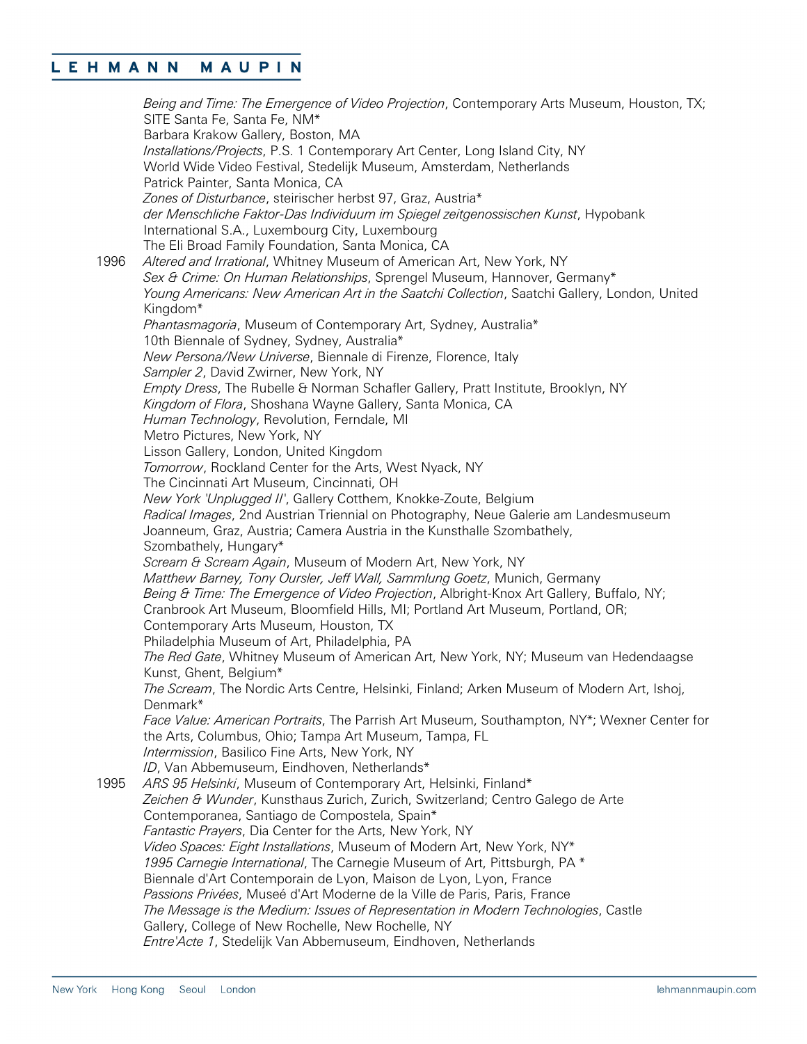*Being and Time: The Emergence of Video Projection*, Contemporary Arts Museum, Houston, TX; SITE Santa Fe, Santa Fe, NM*
Barbara Krakow Gallery, Boston, MA
*Installations/Projects*, P.S. 1 Contemporary Art Center, Long Island City, NY
World Wide Video Festival, Stedelijk Museum, Amsterdam, Netherlands
Patrick Painter, Santa Monica, CA
*Zones of Disturbance*, steirischer herbst 97, Graz, Austria*
*der Menschliche Faktor-Das Individuum im Spiegel zeitgenossischen Kunst*, Hypobank International S.A., Luxembourg City, Luxembourg
The Eli Broad Family Foundation, Santa Monica, CA

1996 *Altered and Irrational*, Whitney Museum of American Art, New York, NY
*Sex & Crime: On Human Relationships*, Sprengel Museum, Hannover, Germany*
*Young Americans: New American Art in the Saatchi Collection*, Saatchi Gallery, London, United Kingdom*
*Phantasmagoria*, Museum of Contemporary Art, Sydney, Australia*
10th Biennale of Sydney, Sydney, Australia*
*New Persona/New Universe*, Biennale di Firenze, Florence, Italy
*Sampler 2*, David Zwirner, New York, NY
*Empty Dress*, The Rubelle & Norman Schafler Gallery, Pratt Institute, Brooklyn, NY
*Kingdom of Flora*, Shoshana Wayne Gallery, Santa Monica, CA
*Human Technology*, Revolution, Ferndale, MI
Metro Pictures, New York, NY
Lisson Gallery, London, United Kingdom
*Tomorrow*, Rockland Center for the Arts, West Nyack, NY
The Cincinnati Art Museum, Cincinnati, OH
*New York 'Unplugged II'*, Gallery Cotthem, Knokke-Zoute, Belgium
*Radical Images*, 2nd Austrian Triennial on Photography, Neue Galerie am Landesmuseum Joanneum, Graz, Austria; Camera Austria in the Kunsthalle Szombathely, Szombathely, Hungary*
*Scream & Scream Again*, Museum of Modern Art, New York, NY
*Matthew Barney, Tony Oursler, Jeff Wall, Sammlung Goetz*, Munich, Germany
*Being & Time: The Emergence of Video Projection*, Albright-Knox Art Gallery, Buffalo, NY; Cranbrook Art Museum, Bloomfield Hills, MI; Portland Art Museum, Portland, OR; Contemporary Arts Museum, Houston, TX
Philadelphia Museum of Art, Philadelphia, PA
*The Red Gate*, Whitney Museum of American Art, New York, NY; Museum van Hedendaagse Kunst, Ghent, Belgium*
*The Scream*, The Nordic Arts Centre, Helsinki, Finland; Arken Museum of Modern Art, Ishoj, Denmark*
*Face Value: American Portraits*, The Parrish Art Museum, Southampton, NY*; Wexner Center for the Arts, Columbus, Ohio; Tampa Art Museum, Tampa, FL
*Intermission*, Basilico Fine Arts, New York, NY
*ID*, Van Abbemuseum, Eindhoven, Netherlands*

1995 *ARS 95 Helsinki*, Museum of Contemporary Art, Helsinki, Finland*
*Zeichen & Wunder*, Kunsthaus Zurich, Zurich, Switzerland; Centro Galego de Arte Contemporanea, Santiago de Compostela, Spain*
*Fantastic Prayers*, Dia Center for the Arts, New York, NY
*Video Spaces: Eight Installations*, Museum of Modern Art, New York, NY*
*1995 Carnegie International*, The Carnegie Museum of Art, Pittsburgh, PA *
Biennale d'Art Contemporain de Lyon, Maison de Lyon, Lyon, France
*Passions Privées*, Museé d'Art Moderne de la Ville de Paris, Paris, France
*The Message is the Medium: Issues of Representation in Modern Technologies*, Castle Gallery, College of New Rochelle, New Rochelle, NY
*Entre'Acte 1*, Stedelijk Van Abbemuseum, Eindhoven, Netherlands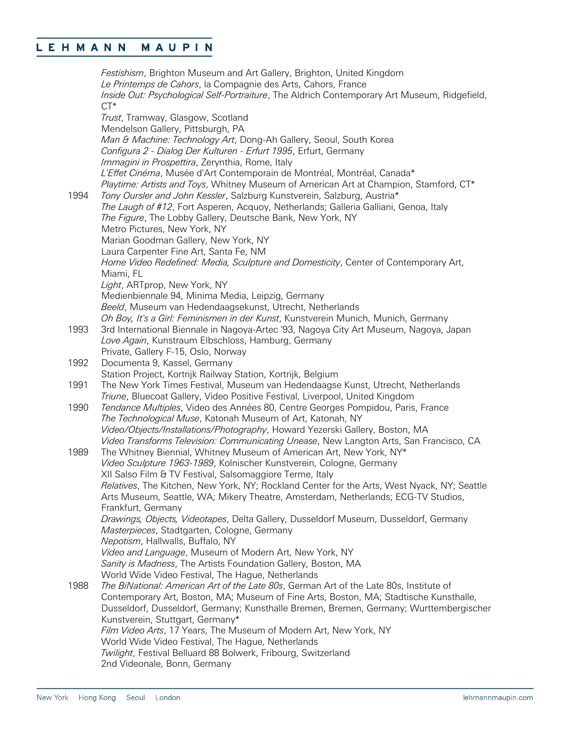*Festishism*, Brighton Museum and Art Gallery, Brighton, United Kingdom
*Le Printemps de Cahors*, la Compagnie des Arts, Cahors, France
*Inside Out: Psychological Self-Portraiture*, The Aldrich Contemporary Art Museum, Ridgefield, CT*
*Trust*, Tramway, Glasgow, Scotland
Mendelson Gallery, Pittsburgh, PA
*Man & Machine: Technology Art*, Dong-Ah Gallery, Seoul, South Korea
*Configura 2 - Dialog Der Kulturen - Erfurt 1995*, Erfurt, Germany
*Immagini in Prospettira*, Zerynthia, Rome, Italy
*L'Effet Cinéma*, Musée d'Art Contemporain de Montréal, Montréal, Canada*
*Playtime: Artists and Toys*, Whitney Museum of American Art at Champion, Stamford, CT*

1994 *Tony Oursler and John Kessler*, Salzburg Kunstverein, Salzburg, Austria*
*The Laugh of #12*, Fort Asperen, Acquoy, Netherlands; Galleria Galliani, Genoa, Italy
*The Figure*, The Lobby Gallery, Deutsche Bank, New York, NY
Metro Pictures, New York, NY
Marian Goodman Gallery, New York, NY
Laura Carpenter Fine Art, Santa Fe, NM
*Home Video Redefined: Media, Sculpture and Domesticity*, Center of Contemporary Art, Miami, FL
*Light*, ARTprop, New York, NY
Medienbiennale 94, Minima Media, Leipzig, Germany
*Beeld*, Museum van Hedendaagsekunst, Utrecht, Netherlands
*Oh Boy, It's a Girl: Feminismen in der Kunst*, Kunstverein Munich, Munich, Germany

1993 3rd International Biennale in Nagoya-Artec '93, Nagoya City Art Museum, Nagoya, Japan
*Love Again*, Kunstraum Elbschloss, Hamburg, Germany
Private, Gallery F-15, Oslo, Norway

1992 Documenta 9, Kassel, Germany
Station Project, Kortrijk Railway Station, Kortrijk, Belgium

1991 The New York Times Festival, Museum van Hedendaagse Kunst, Utrecht, Netherlands
*Triune*, Bluecoat Gallery, Video Positive Festival, Liverpool, United Kingdom

1990 *Tendance Multiples*, Video des Années 80, Centre Georges Pompidou, Paris, France
*The Technological Muse*, Katonah Museum of Art, Katonah, NY
*Video/Objects/Installations/Photography*, Howard Yezerski Gallery, Boston, MA
*Video Transforms Television: Communicating Unease*, New Langton Arts, San Francisco, CA

1989 The Whitney Biennial, Whitney Museum of American Art, New York, NY*
*Video Sculpture 1963-1989*, Kolnischer Kunstverein, Cologne, Germany
XII Salso Film & TV Festival, Salsomaggiore Terme, Italy
*Relatives*, The Kitchen, New York, NY; Rockland Center for the Arts, West Nyack, NY; Seattle Arts Museum, Seattle, WA; Mikery Theatre, Amsterdam, Netherlands; ECG-TV Studios, Frankfurt, Germany
*Drawings, Objects, Videotapes*, Delta Gallery, Dusseldorf Museum, Dusseldorf, Germany
*Masterpieces*, Stadtgarten, Cologne, Germany
*Nepotism*, Hallwalls, Buffalo, NY
*Video and Language*, Museum of Modern Art, New York, NY
*Sanity is Madness*, The Artists Foundation Gallery, Boston, MA
World Wide Video Festival, The Hague, Netherlands

1988 *The BiNational: American Art of the Late 80s*, German Art of the Late 80s, Institute of Contemporary Art, Boston, MA; Museum of Fine Arts, Boston, MA; Stadtische Kunsthalle, Dusseldorf, Dusseldorf, Germany; Kunsthalle Bremen, Bremen, Germany; Wurttembergischer Kunstverein, Stuttgart, Germany*
*Film Video Arts*, 17 Years, The Museum of Modern Art, New York, NY
World Wide Video Festival, The Hague, Netherlands
*Twilight*, Festival Belluard 88 Bolwerk, Fribourg, Switzerland
2nd Videonale, Bonn, Germany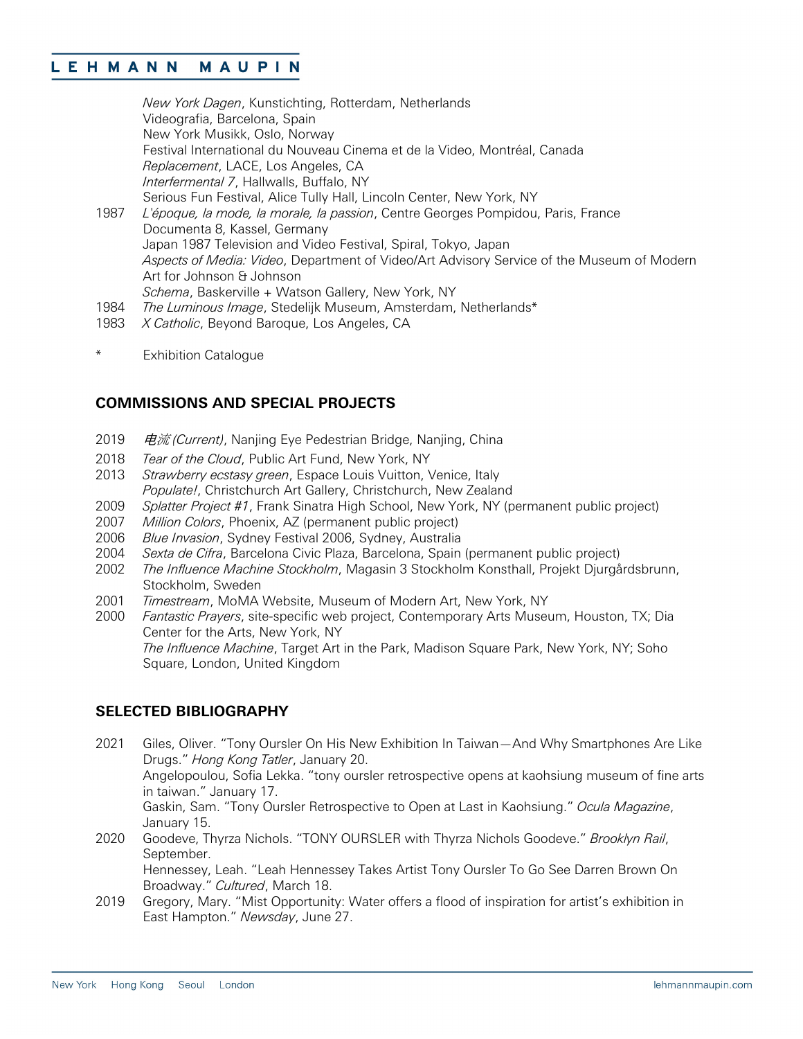*New York Dagen*, Kunstichting, Rotterdam, Netherlands
Videografia, Barcelona, Spain
New York Musikk, Oslo, Norway
Festival International du Nouveau Cinema et de la Video, Montréal, Canada
*Replacement*, LACE, Los Angeles, CA
*Interfermental 7*, Hallwalls, Buffalo, NY
Serious Fun Festival, Alice Tully Hall, Lincoln Center, New York, NY

1987 *L'époque, la mode, la morale, la passion*, Centre Georges Pompidou, Paris, France
Documenta 8, Kassel, Germany
Japan 1987 Television and Video Festival, Spiral, Tokyo, Japan
*Aspects of Media: Video*, Department of Video/Art Advisory Service of the Museum of Modern Art for Johnson & Johnson
*Schema*, Baskerville + Watson Gallery, New York, NY

1984 *The Luminous Image*, Stedelijk Museum, Amsterdam, Netherlands*

1983 *X Catholic*, Beyond Baroque, Los Angeles, CA

\* Exhibition Catalogue

## COMMISSIONS AND SPECIAL PROJECTS

2019 *电流 (Current)*, Nanjing Eye Pedestrian Bridge, Nanjing, China

2018 *Tear of the Cloud*, Public Art Fund, New York, NY

2013 *Strawberry ecstasy green*, Espace Louis Vuitton, Venice, Italy
*Populate!*, Christchurch Art Gallery, Christchurch, New Zealand

2009 *Splatter Project #1*, Frank Sinatra High School, New York, NY (permanent public project)

2007 *Million Colors*, Phoenix, AZ (permanent public project)

2006 *Blue Invasion*, Sydney Festival 2006, Sydney, Australia

2004 *Sexta de Cifra*, Barcelona Civic Plaza, Barcelona, Spain (permanent public project)

2002 *The Influence Machine Stockholm*, Magasin 3 Stockholm Konsthall, Projekt Djurgårdsbrunn, Stockholm, Sweden

2001 *Timestream*, MoMA Website, Museum of Modern Art, New York, NY

2000 *Fantastic Prayers*, site-specific web project, Contemporary Arts Museum, Houston, TX; Dia Center for the Arts, New York, NY
*The Influence Machine*, Target Art in the Park, Madison Square Park, New York, NY; Soho Square, London, United Kingdom

## SELECTED BIBLIOGRAPHY

2021 Giles, Oliver. "Tony Oursler On His New Exhibition In Taiwan—And Why Smartphones Are Like Drugs." *Hong Kong Tatler*, January 20.
Angelopoulou, Sofia Lekka. "tony oursler retrospective opens at kaohsiung museum of fine arts in taiwan." January 17.
Gaskin, Sam. "Tony Oursler Retrospective to Open at Last in Kaohsiung." *Ocula Magazine*, January 15.

2020 Goodeve, Thyrza Nichols. "TONY OURSLER with Thyrza Nichols Goodeve." *Brooklyn Rail*, September.
Hennessey, Leah. "Leah Hennessey Takes Artist Tony Oursler To Go See Darren Brown On Broadway." *Cultured*, March 18.

2019 Gregory, Mary. "Mist Opportunity: Water offers a flood of inspiration for artist's exhibition in East Hampton." *Newsday*, June 27.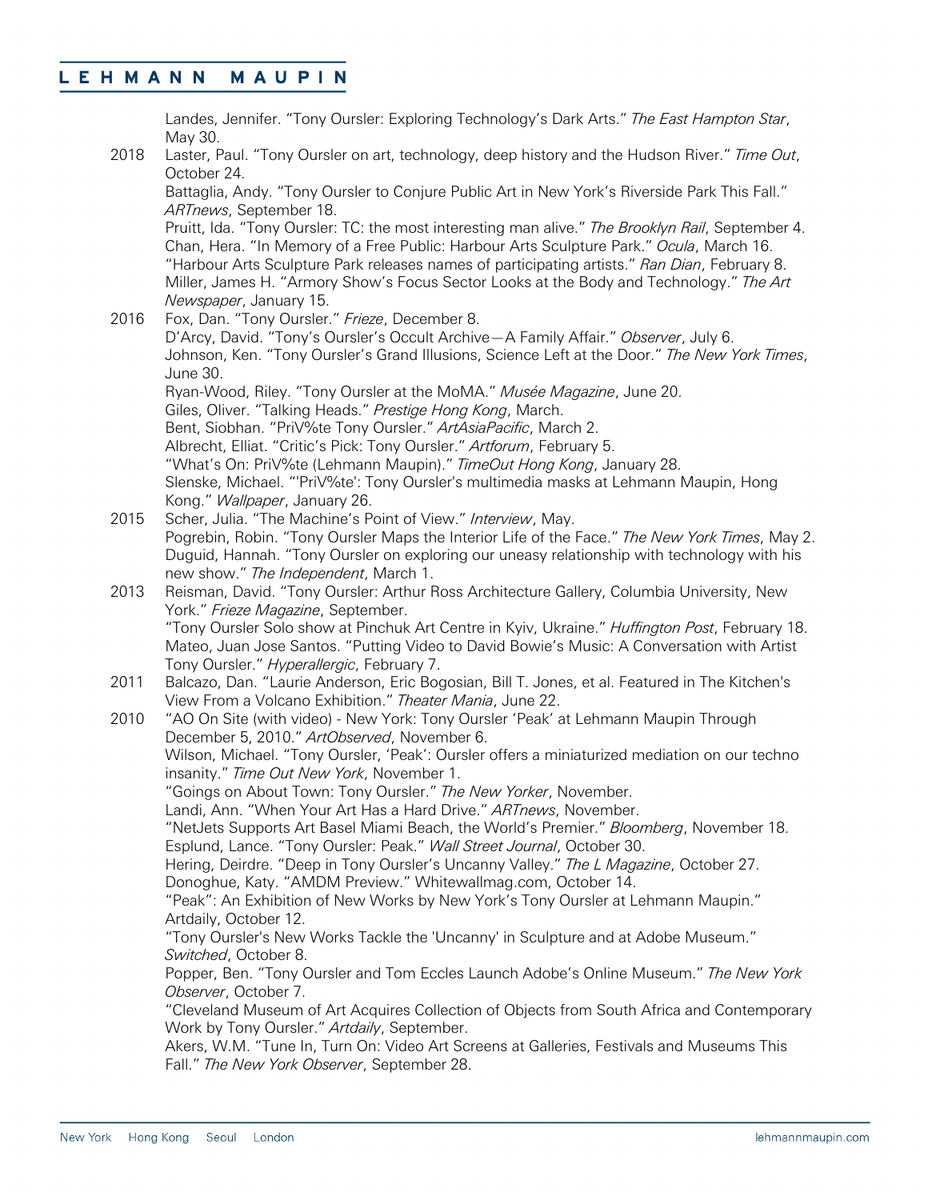Landes, Jennifer. “Tony Oursler: Exploring Technology’s Dark Arts.” *The East Hampton Star*, May 30.

2018 Laster, Paul. “Tony Oursler on art, technology, deep history and the Hudson River.” *Time Out*, October 24.

Battaglia, Andy. “Tony Oursler to Conjure Public Art in New York’s Riverside Park This Fall.” *ARTnews*, September 18.

Pruitt, Ida. “Tony Oursler: TC: the most interesting man alive.” *The Brooklyn Rail*, September 4.

Chan, Hera. “In Memory of a Free Public: Harbour Arts Sculpture Park.” *Ocula*, March 16.

“Harbour Arts Sculpture Park releases names of participating artists.” *Ran Dian*, February 8.

Miller, James H. “Armory Show’s Focus Sector Looks at the Body and Technology.” *The Art Newspaper*, January 15.

2016 Fox, Dan. “Tony Oursler.” *Frieze*, December 8.

D’Arcy, David. “Tony’s Oursler’s Occult Archive—A Family Affair.” *Observer*, July 6.

Johnson, Ken. “Tony Oursler’s Grand Illusions, Science Left at the Door.” *The New York Times*, June 30.

Ryan-Wood, Riley. “Tony Oursler at the MoMA.” *Musée Magazine*, June 20.

Giles, Oliver. “Talking Heads.” *Prestige Hong Kong*, March.

Bent, Siobhan. “PriV%te Tony Oursler.” *ArtAsiaPacific*, March 2.

Albrecht, Elliat. “Critic’s Pick: Tony Oursler.” *Artforum*, February 5.

“What’s On: PriV%te (Lehmann Maupin).” *TimeOut Hong Kong*, January 28.

Slenske, Michael. “'PriV%te': Tony Oursler's multimedia masks at Lehmann Maupin, Hong Kong.” *Wallpaper*, January 26.

2015 Scher, Julia. “The Machine’s Point of View.” *Interview*, May.

Pogrebin, Robin. “Tony Oursler Maps the Interior Life of the Face.” *The New York Times*, May 2.

Duguid, Hannah. “Tony Oursler on exploring our uneasy relationship with technology with his new show.” *The Independent*, March 1.

2013 Reisman, David. “Tony Oursler: Arthur Ross Architecture Gallery, Columbia University, New York.” *Frieze Magazine*, September.

“Tony Oursler Solo show at Pinchuk Art Centre in Kyiv, Ukraine.” *Huffington Post*, February 18.

Mateo, Juan Jose Santos. “Putting Video to David Bowie’s Music: A Conversation with Artist Tony Oursler.” *Hyperallergic*, February 7.

2011 Balcazo, Dan. “Laurie Anderson, Eric Bogosian, Bill T. Jones, et al. Featured in The Kitchen's View From a Volcano Exhibition.” *Theater Mania*, June 22.

2010 “AO On Site (with video) - New York: Tony Oursler ‘Peak’ at Lehmann Maupin Through December 5, 2010.” *ArtObserved*, November 6.

Wilson, Michael. “Tony Oursler, ‘Peak’: Oursler offers a miniaturized mediation on our techno insanity.” *Time Out New York*, November 1.

“Goings on About Town: Tony Oursler.” *The New Yorker*, November.

Landi, Ann. “When Your Art Has a Hard Drive.” *ARTnews*, November.

“NetJets Supports Art Basel Miami Beach, the World’s Premier.” *Bloomberg*, November 18.

Esplund, Lance. “Tony Oursler: Peak.” *Wall Street Journal*, October 30.

Hering, Deirdre. “Deep in Tony Oursler’s Uncanny Valley.” *The L Magazine*, October 27.

Donoghue, Katy. “AMDM Preview.” Whitewallmag.com, October 14.

“Peak”: An Exhibition of New Works by New York’s Tony Oursler at Lehmann Maupin.” Artdaily, October 12.

“Tony Oursler's New Works Tackle the 'Uncanny' in Sculpture and at Adobe Museum.” *Switched*, October 8.

Popper, Ben. “Tony Oursler and Tom Eccles Launch Adobe’s Online Museum.” *The New York Observer*, October 7.

“Cleveland Museum of Art Acquires Collection of Objects from South Africa and Contemporary Work by Tony Oursler.” *Artdaily*, September.

Akers, W.M. “Tune In, Turn On: Video Art Screens at Galleries, Festivals and Museums This Fall.” *The New York Observer*, September 28.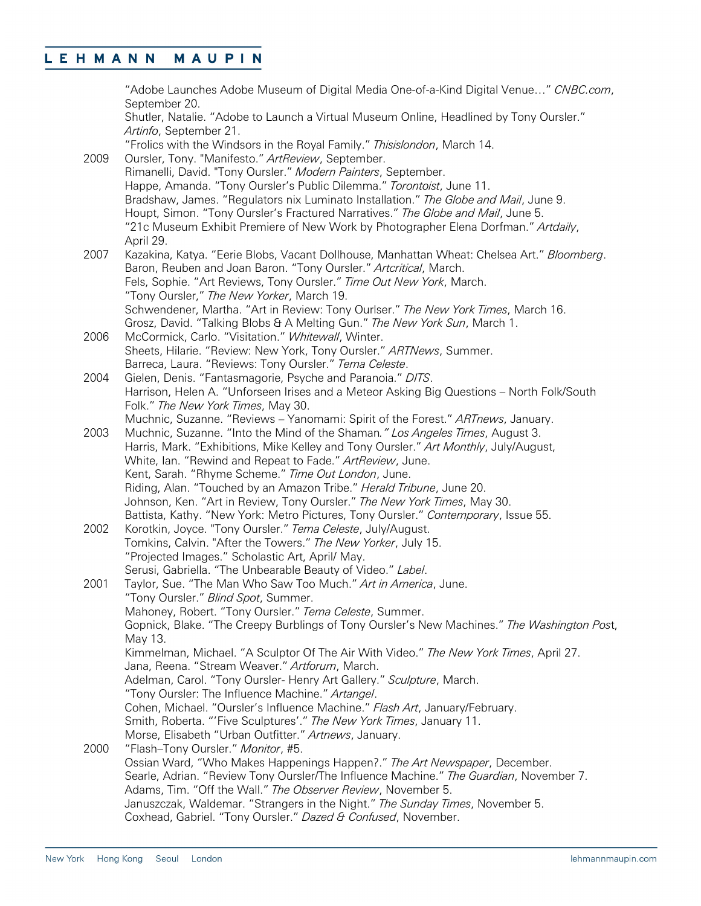"Adobe Launches Adobe Museum of Digital Media One-of-a-Kind Digital Venue…" *CNBC.com*, September 20.

Shutler, Natalie. "Adobe to Launch a Virtual Museum Online, Headlined by Tony Oursler." *Artinfo*, September 21.

"Frolics with the Windsors in the Royal Family." *Thisislondon*, March 14.

2009 Oursler, Tony. "Manifesto." *ArtReview*, September.

Rimanelli, David. "Tony Oursler." *Modern Painters*, September.

Happe, Amanda. "Tony Oursler's Public Dilemma." *Torontoist*, June 11.

Bradshaw, James. "Regulators nix Luminato Installation." *The Globe and Mail*, June 9.

Houpt, Simon. "Tony Oursler's Fractured Narratives." *The Globe and Mail*, June 5.

"21c Museum Exhibit Premiere of New Work by Photographer Elena Dorfman." *Artdaily*, April 29.

2007 Kazakina, Katya. "Eerie Blobs, Vacant Dollhouse, Manhattan Wheat: Chelsea Art." *Bloomberg*.

Baron, Reuben and Joan Baron. "Tony Oursler." *Artcritical*, March.

Fels, Sophie. "Art Reviews, Tony Oursler." *Time Out New York*, March.

"Tony Oursler," *The New Yorker*, March 19.

Schwendener, Martha. "Art in Review: Tony Ourlser." *The New York Times*, March 16.

Grosz, David. "Talking Blobs & A Melting Gun." *The New York Sun*, March 1.

2006 McCormick, Carlo. "Visitation." *Whitewall*, Winter.

Sheets, Hilarie. "Review: New York, Tony Oursler." *ARTNews*, Summer.

Barreca, Laura. "Reviews: Tony Oursler." *Tema Celeste*.

2004 Gielen, Denis. "Fantasmagorie, Psyche and Paranoia." *DITS*.

Harrison, Helen A. "Unforseen Irises and a Meteor Asking Big Questions – North Folk/South Folk." *The New York Times*, May 30.

Muchnic, Suzanne. "Reviews – Yanomami: Spirit of the Forest." *ARTnews*, January.

2003 Muchnic, Suzanne. "Into the Mind of the Shaman." *Los Angeles Times*, August 3.

Harris, Mark. "Exhibitions, Mike Kelley and Tony Oursler." *Art Monthly*, July/August,

White, Ian. "Rewind and Repeat to Fade." *ArtReview*, June.

Kent, Sarah. "Rhyme Scheme." *Time Out London*, June.

Riding, Alan. "Touched by an Amazon Tribe." *Herald Tribune*, June 20.

Johnson, Ken. "Art in Review, Tony Oursler." *The New York Times*, May 30.

Battista, Kathy. "New York: Metro Pictures, Tony Oursler." *Contemporary*, Issue 55.

2002 Korotkin, Joyce. "Tony Oursler." *Tema Celeste*, July/August.

Tomkins, Calvin. "After the Towers." *The New Yorker*, July 15.

"Projected Images." Scholastic Art, April/ May.

Serusi, Gabriella. "The Unbearable Beauty of Video." *Label*.

2001 Taylor, Sue. "The Man Who Saw Too Much." *Art in America*, June.

"Tony Oursler." *Blind Spot*, Summer.

Mahoney, Robert. "Tony Oursler." *Tema Celeste*, Summer.

Gopnick, Blake. "The Creepy Burblings of Tony Oursler's New Machines." *The Washington Post*, May 13.

Kimmelman, Michael. "A Sculptor Of The Air With Video." *The New York Times*, April 27.

Jana, Reena. "Stream Weaver." *Artforum*, March.

Adelman, Carol. "Tony Oursler- Henry Art Gallery." *Sculpture*, March.

"Tony Oursler: The Influence Machine." *Artangel*.

Cohen, Michael. "Oursler's Influence Machine." *Flash Art*, January/February.

Smith, Roberta. "'Five Sculptures'." *The New York Times*, January 11.

Morse, Elisabeth "Urban Outfitter." *Artnews*, January.

2000 "Flash–Tony Oursler." *Monitor*, #5.

Ossian Ward, "Who Makes Happenings Happen?." *The Art Newspaper*, December.

Searle, Adrian. "Review Tony Oursler/The Influence Machine." *The Guardian*, November 7.

Adams, Tim. "Off the Wall." *The Observer Review*, November 5.

Januszczak, Waldemar. "Strangers in the Night." *The Sunday Times*, November 5.

Coxhead, Gabriel. "Tony Oursler." *Dazed & Confused*, November.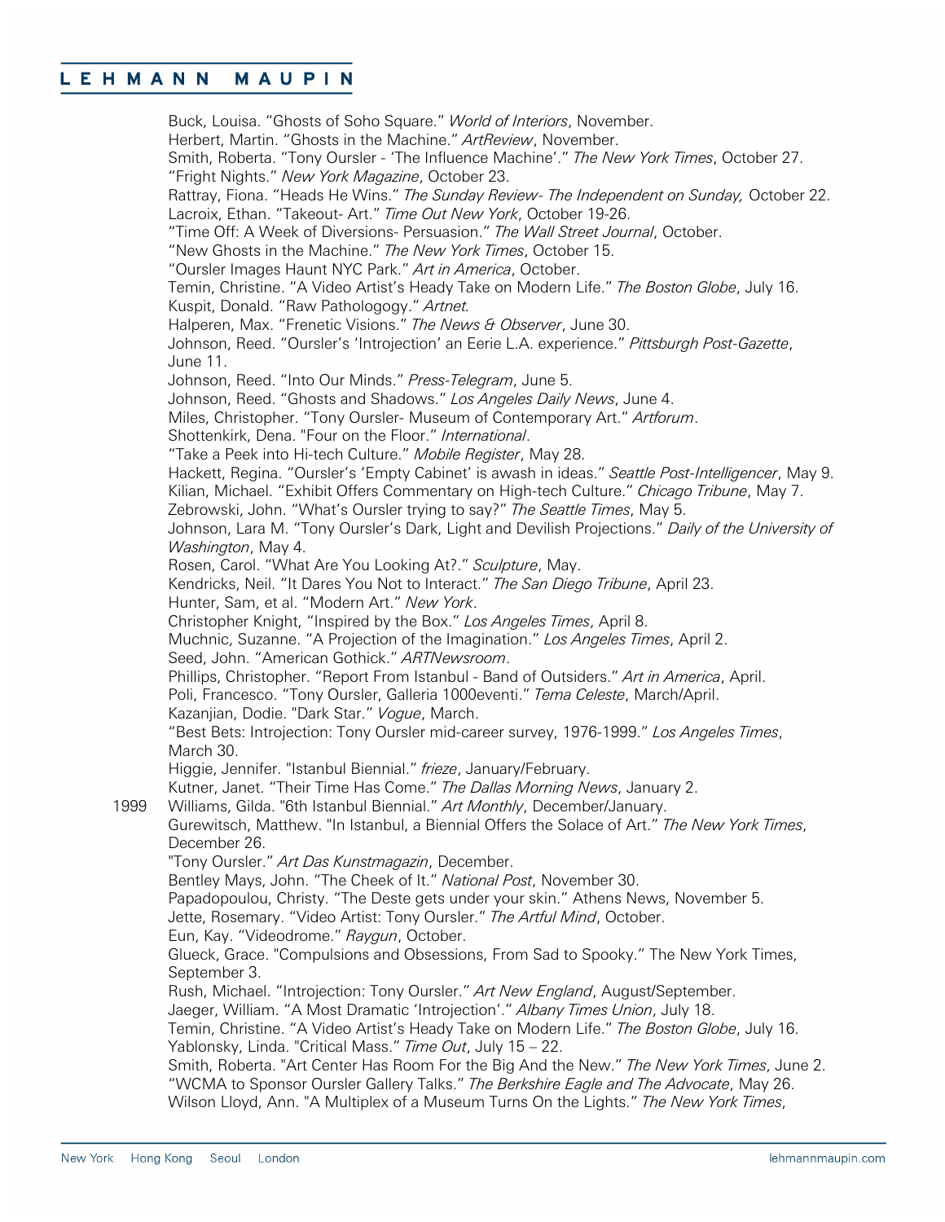Buck, Louisa. “Ghosts of Soho Square.” *World of Interiors*, November.
Herbert, Martin. “Ghosts in the Machine.” *ArtReview*, November.
Smith, Roberta. “Tony Oursler - ‘The Influence Machine’.” *The New York Times*, October 27.
“Fright Nights.” *New York Magazine*, October 23.
Rattray, Fiona. “Heads He Wins.” *The Sunday Review- The Independent on Sunday,* October 22.
Lacroix, Ethan. “Takeout- Art.” *Time Out New York*, October 19-26.
“Time Off: A Week of Diversions- Persuasion.” *The Wall Street Journal*, October.
“New Ghosts in the Machine.” *The New York Times*, October 15.
“Oursler Images Haunt NYC Park.” *Art in America*, October.
Temin, Christine. “A Video Artist’s Heady Take on Modern Life.” *The Boston Globe*, July 16.
Kuspit, Donald. “Raw Pathologogy.” *Artnet.*
Halperen, Max. “Frenetic Visions.” *The News & Observer*, June 30.
Johnson, Reed. “Oursler’s ‘Introjection’ an Eerie L.A. experience.” *Pittsburgh Post-Gazette*, June 11.
Johnson, Reed. “Into Our Minds.” *Press-Telegram*, June 5.
Johnson, Reed. “Ghosts and Shadows.” *Los Angeles Daily News*, June 4.
Miles, Christopher. “Tony Oursler- Museum of Contemporary Art.” *Artforum*.
Shottenkirk, Dena. "Four on the Floor." *International*.
“Take a Peek into Hi-tech Culture.” *Mobile Register*, May 28.
Hackett, Regina. “Oursler’s ‘Empty Cabinet’ is awash in ideas.” *Seattle Post-Intelligencer*, May 9.
Kilian, Michael. “Exhibit Offers Commentary on High-tech Culture.” *Chicago Tribune*, May 7.
Zebrowski, John. “What’s Oursler trying to say?” *The Seattle Times*, May 5.
Johnson, Lara M. “Tony Oursler’s Dark, Light and Devilish Projections.” *Daily of the University of Washington*, May 4.
Rosen, Carol. “What Are You Looking At?.” *Sculpture*, May.
Kendricks, Neil. “It Dares You Not to Interact.” *The San Diego Tribune*, April 23.
Hunter, Sam, et al. “Modern Art.” *New York*.
Christopher Knight, “Inspired by the Box.” *Los Angeles Times*, April 8.
Muchnic, Suzanne. “A Projection of the Imagination.” *Los Angeles Times*, April 2.
Seed, John. “American Gothick.” *ARTNewsroom*.
Phillips, Christopher. “Report From Istanbul - Band of Outsiders.” *Art in America*, April.
Poli, Francesco. “Tony Oursler, Galleria 1000eventi.” *Tema Celeste*, March/April.
Kazanjian, Dodie. “Dark Star.” *Vogue*, March.
“Best Bets: Introjection: Tony Oursler mid-career survey, 1976-1999.” *Los Angeles Times*, March 30.
Higgie, Jennifer. "Istanbul Biennial." *frieze*, January/February.
Kutner, Janet. “Their Time Has Come.” *The Dallas Morning News*, January 2.

1999 Williams, Gilda. "6th Istanbul Biennial." *Art Monthly*, December/January.
Gurewitsch, Matthew. "In Istanbul, a Biennial Offers the Solace of Art." *The New York Times*, December 26.
"Tony Oursler." *Art Das Kunstmagazin*, December.
Bentley Mays, John. “The Cheek of It.” *National Post*, November 30.
Papadopoulou, Christy. “The Deste gets under your skin.” Athens News, November 5.
Jette, Rosemary. “Video Artist: Tony Oursler.” *The Artful Mind*, October.
Eun, Kay. “Videodrome.” *Raygun*, October.
Glueck, Grace. "Compulsions and Obsessions, From Sad to Spooky." The New York Times, September 3.
Rush, Michael. “Introjection: Tony Oursler.” *Art New England*, August/September.
Jaeger, William. “A Most Dramatic ‘Introjection’.” *Albany Times Union*, July 18.
Temin, Christine. “A Video Artist’s Heady Take on Modern Life.” *The Boston Globe*, July 16.
Yablonsky, Linda. "Critical Mass." *Time Out*, July 15 – 22.
Smith, Roberta. "Art Center Has Room For the Big And the New." *The New York Times*, June 2.
“WCMA to Sponsor Oursler Gallery Talks.” *The Berkshire Eagle and The Advocate*, May 26.
Wilson Lloyd, Ann. "A Multiplex of a Museum Turns On the Lights." *The New York Times*,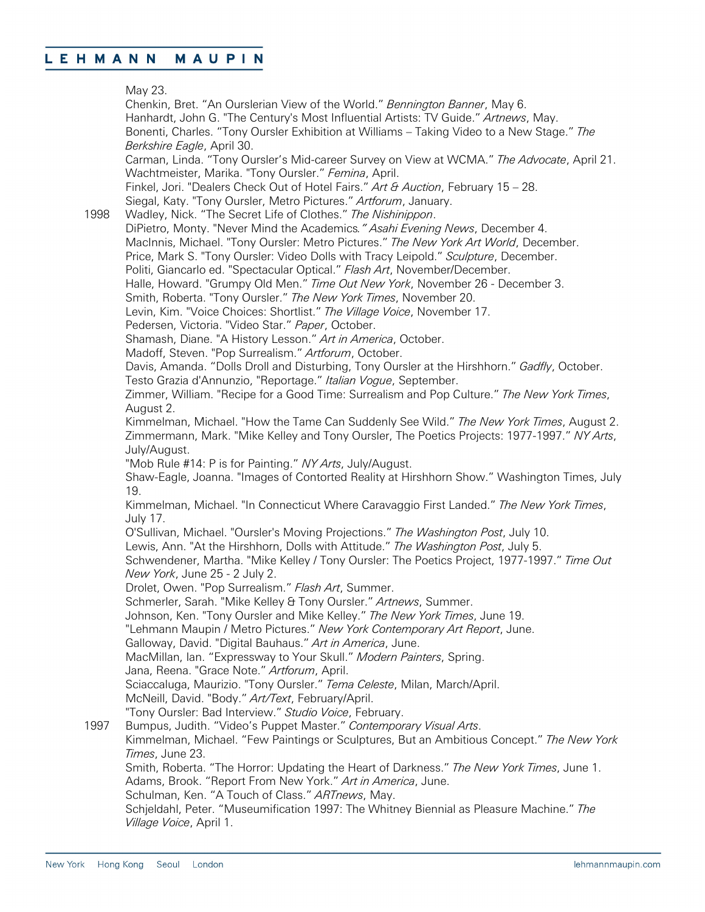May 23.

Chenkin, Bret. “An Ourslerian View of the World.” *Bennington Banner*, May 6.

Hanhardt, John G. "The Century's Most Influential Artists: TV Guide.” *Artnews*, May.

Bonenti, Charles. “Tony Oursler Exhibition at Williams – Taking Video to a New Stage.” *The Berkshire Eagle*, April 30.

Carman, Linda. “Tony Oursler’s Mid-career Survey on View at WCMA.” *The Advocate*, April 21.

Wachtmeister, Marika. "Tony Oursler.” *Femina*, April.

Finkel, Jori. "Dealers Check Out of Hotel Fairs.” *Art & Auction*, February 15 – 28.

Siegal, Katy. "Tony Oursler, Metro Pictures.” *Artforum*, January.

1998 Wadley, Nick. “The Secret Life of Clothes.” *The Nishinippon*.

DiPietro, Monty. "Never Mind the Academics*.” Asahi Evening News*, December 4.

MacInnis, Michael. "Tony Oursler: Metro Pictures.” *The New York Art World*, December.

Price, Mark S. "Tony Oursler: Video Dolls with Tracy Leipold.” *Sculpture*, December.

Politi, Giancarlo ed. "Spectacular Optical.” *Flash Art*, November/December.

Halle, Howard. "Grumpy Old Men.” *Time Out New York*, November 26 - December 3.

Smith, Roberta. "Tony Oursler.” *The New York Times*, November 20.

Levin, Kim. "Voice Choices: Shortlist.” *The Village Voice*, November 17.

Pedersen, Victoria. "Video Star.” *Paper*, October.

Shamash, Diane. "A History Lesson.” *Art in America*, October.

Madoff, Steven. "Pop Surrealism.” *Artforum*, October.

Davis, Amanda. “Dolls Droll and Disturbing, Tony Oursler at the Hirshhorn.” *Gadfly*, October.

Testo Grazia d'Annunzio, "Reportage.” *Italian Vogue*, September.

Zimmer, William. "Recipe for a Good Time: Surrealism and Pop Culture.” *The New York Times*, August 2.

Kimmelman, Michael. "How the Tame Can Suddenly See Wild.” *The New York Times*, August 2.

Zimmermann, Mark. "Mike Kelley and Tony Oursler, The Poetics Projects: 1977-1997.” *NY Arts*, July/August.

"Mob Rule #14: P is for Painting.” *NY Arts*, July/August.

Shaw-Eagle, Joanna. "Images of Contorted Reality at Hirshhorn Show.” Washington Times, July 19.

Kimmelman, Michael. "In Connecticut Where Caravaggio First Landed.” *The New York Times*, July 17.

O'Sullivan, Michael. "Oursler's Moving Projections.” *The Washington Post*, July 10.

Lewis, Ann. "At the Hirshhorn, Dolls with Attitude.” *The Washington Post*, July 5.

Schwendener, Martha. "Mike Kelley / Tony Oursler: The Poetics Project, 1977-1997.” *Time Out New York*, June 25 - 2 July 2.

Drolet, Owen. "Pop Surrealism.” *Flash Art*, Summer.

Schmerler, Sarah. "Mike Kelley & Tony Oursler.” *Artnews*, Summer.

Johnson, Ken. "Tony Oursler and Mike Kelley.” *The New York Times*, June 19.

"Lehmann Maupin / Metro Pictures.” *New York Contemporary Art Report*, June.

Galloway, David. "Digital Bauhaus.” *Art in America*, June.

MacMillan, Ian. “Expressway to Your Skull.” *Modern Painters*, Spring.

Jana, Reena. "Grace Note.” *Artforum*, April.

Sciaccaluga, Maurizio. "Tony Oursler.” *Tema Celeste*, Milan, March/April.

McNeill, David. "Body.” *Art/Text*, February/April.

"Tony Oursler: Bad Interview.” *Studio Voice*, February.

1997 Bumpus, Judith. “Video’s Puppet Master.” *Contemporary Visual Arts*.

Kimmelman, Michael. “Few Paintings or Sculptures, But an Ambitious Concept.” *The New York Times*, June 23.

Smith, Roberta. “The Horror: Updating the Heart of Darkness.” *The New York Times*, June 1.

Adams, Brook. “Report From New York.” *Art in America*, June.

Schulman, Ken. “A Touch of Class.” *ARTnews*, May.

Schjeldahl, Peter. “Museumification 1997: The Whitney Biennial as Pleasure Machine.” *The Village Voice*, April 1.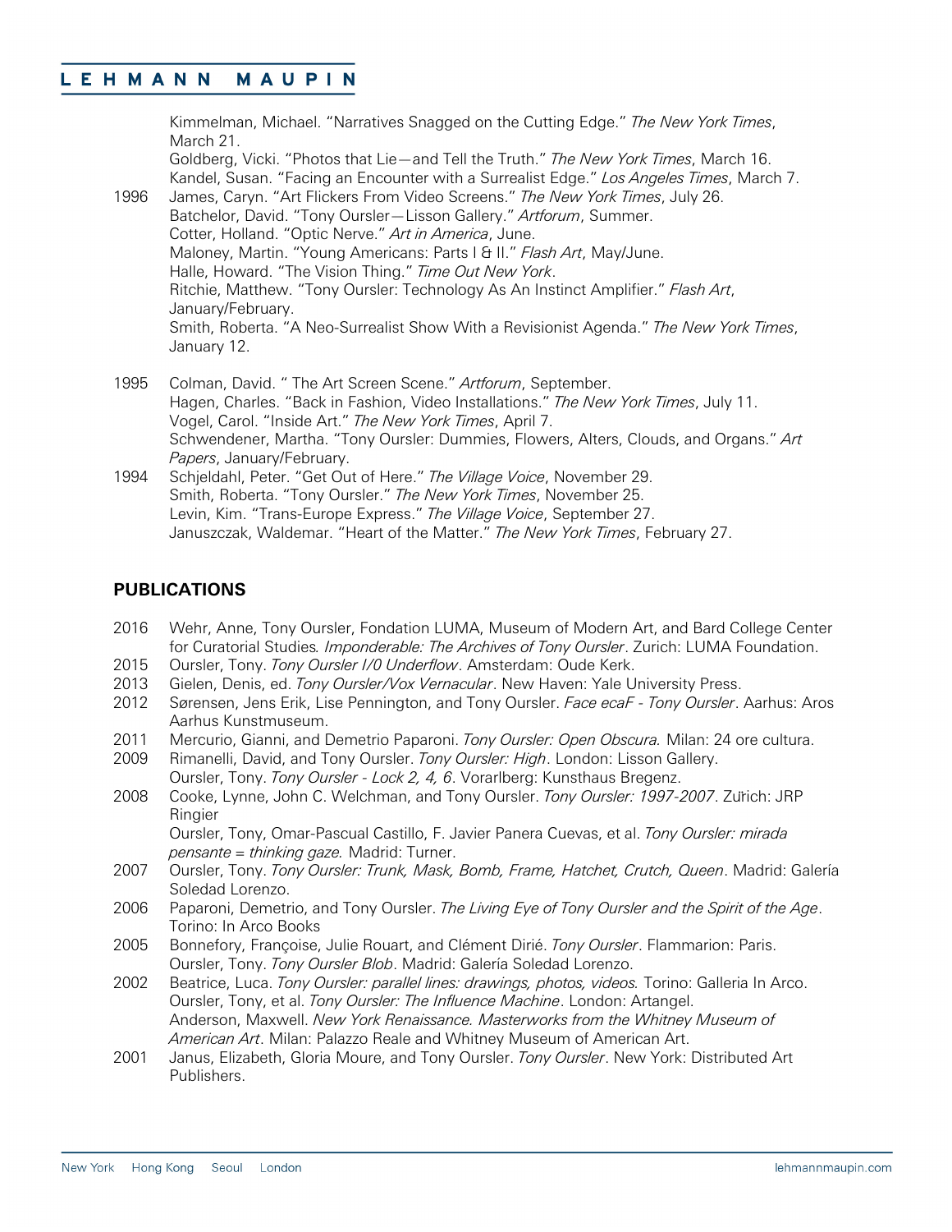Kimmelman, Michael. “Narratives Snagged on the Cutting Edge.” *The New York Times*, March 21.
Goldberg, Vicki. “Photos that Lie—and Tell the Truth.” *The New York Times*, March 16.
Kandel, Susan. “Facing an Encounter with a Surrealist Edge.” *Los Angeles Times*, March 7.

1996 James, Caryn. “Art Flickers From Video Screens.” *The New York Times*, July 26.
Batchelor, David. “Tony Oursler—Lisson Gallery.” *Artforum*, Summer.
Cotter, Holland. “Optic Nerve.” *Art in America*, June.
Maloney, Martin. “Young Americans: Parts I & II.” *Flash Art*, May/June.
Halle, Howard. “The Vision Thing.” *Time Out New York*.
Ritchie, Matthew. “Tony Oursler: Technology As An Instinct Amplifier.” *Flash Art*, January/February.
Smith, Roberta. “A Neo-Surrealist Show With a Revisionist Agenda.” *The New York Times*, January 12.

1995 Colman, David. “ The Art Screen Scene.” *Artforum*, September.
Hagen, Charles. “Back in Fashion, Video Installations.” *The New York Times*, July 11.
Vogel, Carol. “Inside Art.” *The New York Times*, April 7.
Schwendener, Martha. “Tony Oursler: Dummies, Flowers, Alters, Clouds, and Organs.” *Art Papers*, January/February.

1994 Schjeldahl, Peter. “Get Out of Here.” *The Village Voice*, November 29.
Smith, Roberta. “Tony Oursler.” *The New York Times*, November 25.
Levin, Kim. “Trans-Europe Express.” *The Village Voice*, September 27.
Januszczak, Waldemar. “Heart of the Matter.” *The New York Times*, February 27.

## PUBLICATIONS

2016 Wehr, Anne, Tony Oursler, Fondation LUMA, Museum of Modern Art, and Bard College Center for Curatorial Studies. *Imponderable: The Archives of Tony Oursler*. Zurich: LUMA Foundation.

2015 Oursler, Tony. *Tony Oursler I/0 Underflow*. Amsterdam: Oude Kerk.

2013 Gielen, Denis, ed. *Tony Oursler/Vox Vernacular*. New Haven: Yale University Press.

2012 Sørensen, Jens Erik, Lise Pennington, and Tony Oursler. *Face ecaF - Tony Oursler*. Aarhus: Aros Aarhus Kunstmuseum.

2011 Mercurio, Gianni, and Demetrio Paparoni. *Tony Oursler: Open Obscura.* Milan: 24 ore cultura.

2009 Rimanelli, David, and Tony Oursler. *Tony Oursler: High*. London: Lisson Gallery.
Oursler, Tony. *Tony Oursler - Lock 2, 4, 6*. Vorarlberg: Kunsthaus Bregenz.

2008 Cooke, Lynne, John C. Welchman, and Tony Oursler. *Tony Oursler: 1997-2007*. Zürich: JRP Ringier
Oursler, Tony, Omar-Pascual Castillo, F. Javier Panera Cuevas, et al. *Tony Oursler: mirada pensante = thinking gaze.* Madrid: Turner.

2007 Oursler, Tony. *Tony Oursler: Trunk, Mask, Bomb, Frame, Hatchet, Crutch, Queen*. Madrid: Galería Soledad Lorenzo.

2006 Paparoni, Demetrio, and Tony Oursler. *The Living Eye of Tony Oursler and the Spirit of the Age*. Torino: In Arco Books

2005 Bonnefory, Françoise, Julie Rouart, and Clément Dirié. *Tony Oursler*. Flammarion: Paris.
Oursler, Tony. *Tony Oursler Blob*. Madrid: Galería Soledad Lorenzo.

2002 Beatrice, Luca. *Tony Oursler: parallel lines: drawings, photos, videos.* Torino: Galleria In Arco.
Oursler, Tony, et al. *Tony Oursler: The Influence Machine*. London: Artangel.
Anderson, Maxwell. *New York Renaissance. Masterworks from the Whitney Museum of American Art*. Milan: Palazzo Reale and Whitney Museum of American Art.

2001 Janus, Elizabeth, Gloria Moure, and Tony Oursler. *Tony Oursler*. New York: Distributed Art Publishers.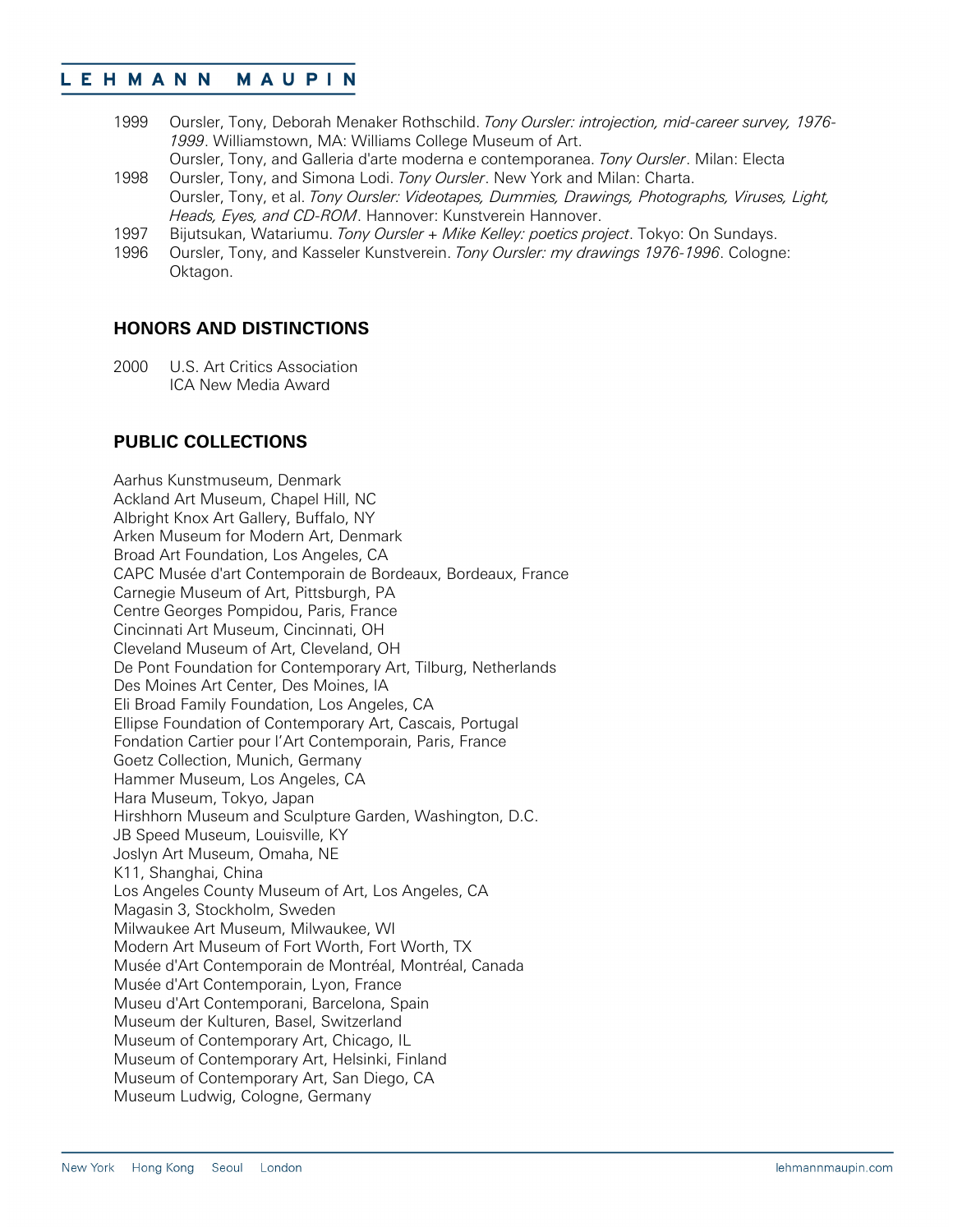1999 Oursler, Tony, Deborah Menaker Rothschild. *Tony Oursler: introjection, mid-career survey, 1976-1999*. Williamstown, MA: Williams College Museum of Art.
Oursler, Tony, and Galleria d'arte moderna e contemporanea. *Tony Oursler*. Milan: Electa

1998 Oursler, Tony, and Simona Lodi. *Tony Oursler*. New York and Milan: Charta.
Oursler, Tony, et al. *Tony Oursler: Videotapes, Dummies, Drawings, Photographs, Viruses, Light, Heads, Eyes, and CD-ROM*. Hannover: Kunstverein Hannover.

1997 Bijutsukan, Watariumu. *Tony Oursler + Mike Kelley: poetics project*. Tokyo: On Sundays.

1996 Oursler, Tony, and Kasseler Kunstverein. *Tony Oursler: my drawings 1976-1996*. Cologne: Oktagon.

## HONORS AND DISTINCTIONS

2000 U.S. Art Critics Association
ICA New Media Award

## PUBLIC COLLECTIONS

Aarhus Kunstmuseum, Denmark
Ackland Art Museum, Chapel Hill, NC
Albright Knox Art Gallery, Buffalo, NY
Arken Museum for Modern Art, Denmark
Broad Art Foundation, Los Angeles, CA
CAPC Musée d'art Contemporain de Bordeaux, Bordeaux, France
Carnegie Museum of Art, Pittsburgh, PA
Centre Georges Pompidou, Paris, France
Cincinnati Art Museum, Cincinnati, OH
Cleveland Museum of Art, Cleveland, OH
De Pont Foundation for Contemporary Art, Tilburg, Netherlands
Des Moines Art Center, Des Moines, IA
Eli Broad Family Foundation, Los Angeles, CA
Ellipse Foundation of Contemporary Art, Cascais, Portugal
Fondation Cartier pour l'Art Contemporain, Paris, France
Goetz Collection, Munich, Germany
Hammer Museum, Los Angeles, CA
Hara Museum, Tokyo, Japan
Hirshhorn Museum and Sculpture Garden, Washington, D.C.
JB Speed Museum, Louisville, KY
Joslyn Art Museum, Omaha, NE
K11, Shanghai, China
Los Angeles County Museum of Art, Los Angeles, CA
Magasin 3, Stockholm, Sweden
Milwaukee Art Museum, Milwaukee, WI
Modern Art Museum of Fort Worth, Fort Worth, TX
Musée d'Art Contemporain de Montréal, Montréal, Canada
Musée d'Art Contemporain, Lyon, France
Museu d'Art Contemporani, Barcelona, Spain
Museum der Kulturen, Basel, Switzerland
Museum of Contemporary Art, Chicago, IL
Museum of Contemporary Art, Helsinki, Finland
Museum of Contemporary Art, San Diego, CA
Museum Ludwig, Cologne, Germany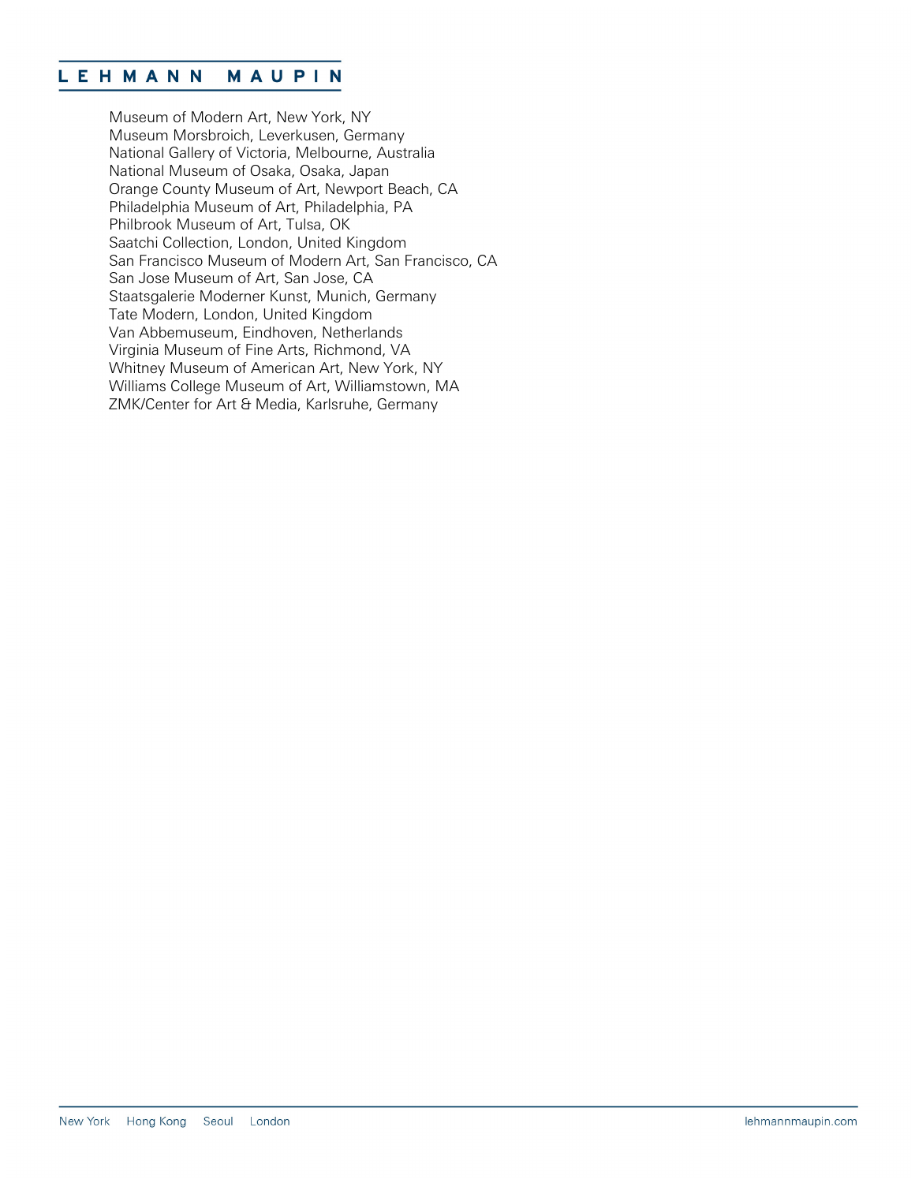Museum of Modern Art, New York, NY
Museum Morsbroich, Leverkusen, Germany
National Gallery of Victoria, Melbourne, Australia
National Museum of Osaka, Osaka, Japan
Orange County Museum of Art, Newport Beach, CA
Philadelphia Museum of Art, Philadelphia, PA
Philbrook Museum of Art, Tulsa, OK
Saatchi Collection, London, United Kingdom
San Francisco Museum of Modern Art, San Francisco, CA
San Jose Museum of Art, San Jose, CA
Staatsgalerie Moderner Kunst, Munich, Germany
Tate Modern, London, United Kingdom
Van Abbemuseum, Eindhoven, Netherlands
Virginia Museum of Fine Arts, Richmond, VA
Whitney Museum of American Art, New York, NY
Williams College Museum of Art, Williamstown, MA
ZMK/Center for Art & Media, Karlsruhe, Germany